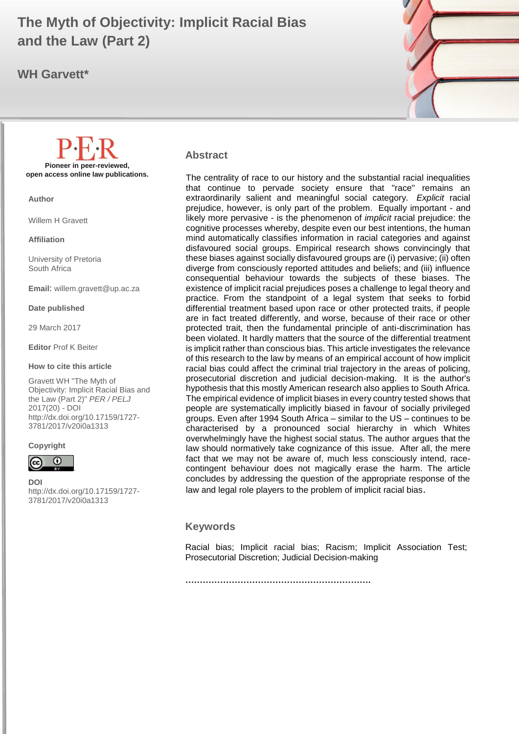# The Myth of Objectivity: Implicit Racial Bias and the Law (Part 2)

**WH Garvett***

P·E·R

**Pioneer in peer-reviewed, open access online law publications.**

**Author**

Willem H Gravett

**Affiliation**

University of Pretoria
South Africa

**Email:** willem.gravett@up.ac.za

**Date published**

29 March 2017

**Editor** Prof K Beiter

**How to cite this article**

Gravett WH "The Myth of Objectivity: Implicit Racial Bias and the Law (Part 2)" *PER / PELJ* 2017(20) - DOI http://dx.doi.org/10.17159/1727-3781/2017/v20i0a1313

**Copyright**

**DOI**
http://dx.doi.org/10.17159/1727-3781/2017/v20i0a1313

## Abstract

The centrality of race to our history and the substantial racial inequalities that continue to pervade society ensure that "race" remains an extraordinarily salient and meaningful social category. *Explicit* racial prejudice, however, is only part of the problem. Equally important - and likely more pervasive - is the phenomenon of *implicit* racial prejudice: the cognitive processes whereby, despite even our best intentions, the human mind automatically classifies information in racial categories and against disfavoured social groups. Empirical research shows convincingly that these biases against socially disfavoured groups are (i) pervasive; (ii) often diverge from consciously reported attitudes and beliefs; and (iii) influence consequential behaviour towards the subjects of these biases. The existence of implicit racial prejudices poses a challenge to legal theory and practice. From the standpoint of a legal system that seeks to forbid differential treatment based upon race or other protected traits, if people are in fact treated differently, and worse, because of their race or other protected trait, then the fundamental principle of anti-discrimination has been violated. It hardly matters that the source of the differential treatment is implicit rather than conscious bias. This article investigates the relevance of this research to the law by means of an empirical account of how implicit racial bias could affect the criminal trial trajectory in the areas of policing, prosecutorial discretion and judicial decision-making. It is the author's hypothesis that this mostly American research also applies to South Africa. The empirical evidence of implicit biases in every country tested shows that people are systematically implicitly biased in favour of socially privileged groups. Even after 1994 South Africa – similar to the US – continues to be characterised by a pronounced social hierarchy in which Whites overwhelmingly have the highest social status. The author argues that the law should normatively take cognizance of this issue. After all, the mere fact that we may not be aware of, much less consciously intend, race-contingent behaviour does not magically erase the harm. The article concludes by addressing the question of the appropriate response of the law and legal role players to the problem of implicit racial bias.

## Keywords

Racial bias; Implicit racial bias; Racism; Implicit Association Test; Prosecutorial Discretion; Judicial Decision-making

……………………………………………………….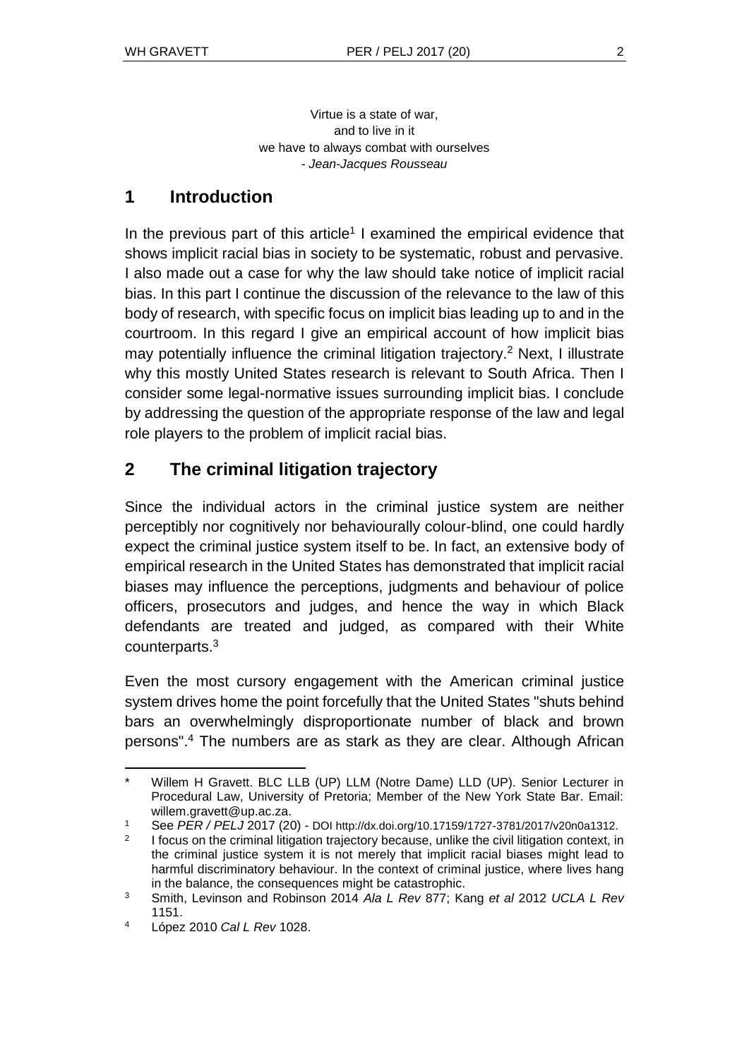Virtue is a state of war,
and to live in it
we have to always combat with ourselves
- *Jean-Jacques Rousseau*

## 1 Introduction

In the previous part of this article[1] I examined the empirical evidence that shows implicit racial bias in society to be systematic, robust and pervasive. I also made out a case for why the law should take notice of implicit racial bias. In this part I continue the discussion of the relevance to the law of this body of research, with specific focus on implicit bias leading up to and in the courtroom. In this regard I give an empirical account of how implicit bias may potentially influence the criminal litigation trajectory.[2] Next, I illustrate why this mostly United States research is relevant to South Africa. Then I consider some legal-normative issues surrounding implicit bias. I conclude by addressing the question of the appropriate response of the law and legal role players to the problem of implicit racial bias.

## 2 The criminal litigation trajectory

Since the individual actors in the criminal justice system are neither perceptibly nor cognitively nor behaviourally colour-blind, one could hardly expect the criminal justice system itself to be. In fact, an extensive body of empirical research in the United States has demonstrated that implicit racial biases may influence the perceptions, judgments and behaviour of police officers, prosecutors and judges, and hence the way in which Black defendants are treated and judged, as compared with their White counterparts.[3]

Even the most cursory engagement with the American criminal justice system drives home the point forcefully that the United States "shuts behind bars an overwhelmingly disproportionate number of black and brown persons".[4] The numbers are as stark as they are clear. Although African

---

\* Willem H Gravett. BLC LLB (UP) LLM (Notre Dame) LLD (UP). Senior Lecturer in Procedural Law, University of Pretoria; Member of the New York State Bar. Email: willem.gravett@up.ac.za.

[1] See *PER / PELJ* 2017 (20) - DOI http://dx.doi.org/10.17159/1727-3781/2017/v20n0a1312.

[2] I focus on the criminal litigation trajectory because, unlike the civil litigation context, in the criminal justice system it is not merely that implicit racial biases might lead to harmful discriminatory behaviour. In the context of criminal justice, where lives hang in the balance, the consequences might be catastrophic.

[3] Smith, Levinson and Robinson 2014 *Ala L Rev* 877; Kang *et al* 2012 *UCLA L Rev* 1151.

[4] López 2010 *Cal L Rev* 1028.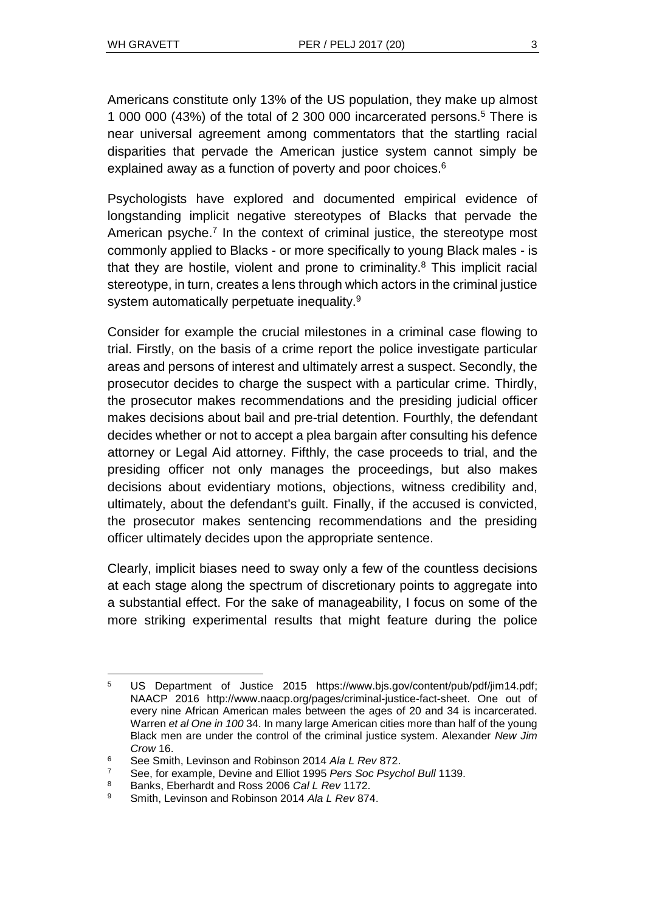Americans constitute only 13% of the US population, they make up almost 1 000 000 (43%) of the total of 2 300 000 incarcerated persons.[5] There is near universal agreement among commentators that the startling racial disparities that pervade the American justice system cannot simply be explained away as a function of poverty and poor choices.[6]

Psychologists have explored and documented empirical evidence of longstanding implicit negative stereotypes of Blacks that pervade the American psyche.[7] In the context of criminal justice, the stereotype most commonly applied to Blacks - or more specifically to young Black males - is that they are hostile, violent and prone to criminality.[8] This implicit racial stereotype, in turn, creates a lens through which actors in the criminal justice system automatically perpetuate inequality.[9]

Consider for example the crucial milestones in a criminal case flowing to trial. Firstly, on the basis of a crime report the police investigate particular areas and persons of interest and ultimately arrest a suspect. Secondly, the prosecutor decides to charge the suspect with a particular crime. Thirdly, the prosecutor makes recommendations and the presiding judicial officer makes decisions about bail and pre-trial detention. Fourthly, the defendant decides whether or not to accept a plea bargain after consulting his defence attorney or Legal Aid attorney. Fifthly, the case proceeds to trial, and the presiding officer not only manages the proceedings, but also makes decisions about evidentiary motions, objections, witness credibility and, ultimately, about the defendant's guilt. Finally, if the accused is convicted, the prosecutor makes sentencing recommendations and the presiding officer ultimately decides upon the appropriate sentence.

Clearly, implicit biases need to sway only a few of the countless decisions at each stage along the spectrum of discretionary points to aggregate into a substantial effect. For the sake of manageability, I focus on some of the more striking experimental results that might feature during the police

---

[5] US Department of Justice 2015 https://www.bjs.gov/content/pub/pdf/jim14.pdf; NAACP 2016 http://www.naacp.org/pages/criminal-justice-fact-sheet. One out of every nine African American males between the ages of 20 and 34 is incarcerated. Warren *et al One in 100* 34. In many large American cities more than half of the young Black men are under the control of the criminal justice system. Alexander *New Jim Crow* 16.

[6] See Smith, Levinson and Robinson 2014 *Ala L Rev* 872.

[7] See, for example, Devine and Elliot 1995 *Pers Soc Psychol Bull* 1139.

[8] Banks, Eberhardt and Ross 2006 *Cal L Rev* 1172.

[9] Smith, Levinson and Robinson 2014 *Ala L Rev* 874.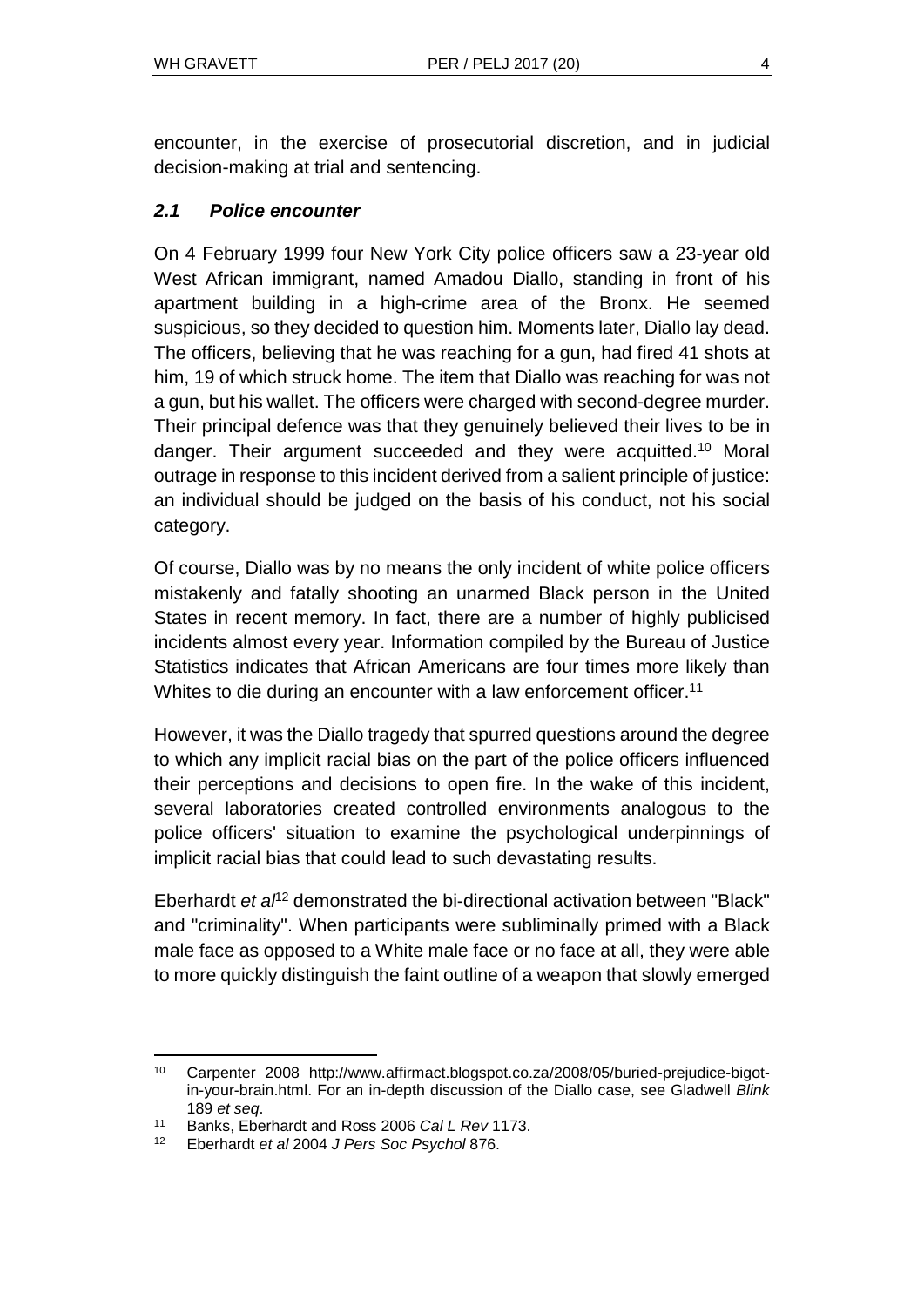encounter, in the exercise of prosecutorial discretion, and in judicial decision-making at trial and sentencing.

### *2.1 Police encounter*

On 4 February 1999 four New York City police officers saw a 23-year old West African immigrant, named Amadou Diallo, standing in front of his apartment building in a high-crime area of the Bronx. He seemed suspicious, so they decided to question him. Moments later, Diallo lay dead. The officers, believing that he was reaching for a gun, had fired 41 shots at him, 19 of which struck home. The item that Diallo was reaching for was not a gun, but his wallet. The officers were charged with second-degree murder. Their principal defence was that they genuinely believed their lives to be in danger. Their argument succeeded and they were acquitted.[10] Moral outrage in response to this incident derived from a salient principle of justice: an individual should be judged on the basis of his conduct, not his social category.

Of course, Diallo was by no means the only incident of white police officers mistakenly and fatally shooting an unarmed Black person in the United States in recent memory. In fact, there are a number of highly publicised incidents almost every year. Information compiled by the Bureau of Justice Statistics indicates that African Americans are four times more likely than Whites to die during an encounter with a law enforcement officer.[11]

However, it was the Diallo tragedy that spurred questions around the degree to which any implicit racial bias on the part of the police officers influenced their perceptions and decisions to open fire. In the wake of this incident, several laboratories created controlled environments analogous to the police officers' situation to examine the psychological underpinnings of implicit racial bias that could lead to such devastating results.

Eberhardt *et al*[12] demonstrated the bi-directional activation between "Black" and "criminality". When participants were subliminally primed with a Black male face as opposed to a White male face or no face at all, they were able to more quickly distinguish the faint outline of a weapon that slowly emerged

---

[10] Carpenter 2008 http://www.affirmact.blogspot.co.za/2008/05/buried-prejudice-bigot-in-your-brain.html. For an in-depth discussion of the Diallo case, see Gladwell *Blink* 189 *et seq*.

[11] Banks, Eberhardt and Ross 2006 *Cal L Rev* 1173.

[12] Eberhardt *et al* 2004 *J Pers Soc Psychol* 876.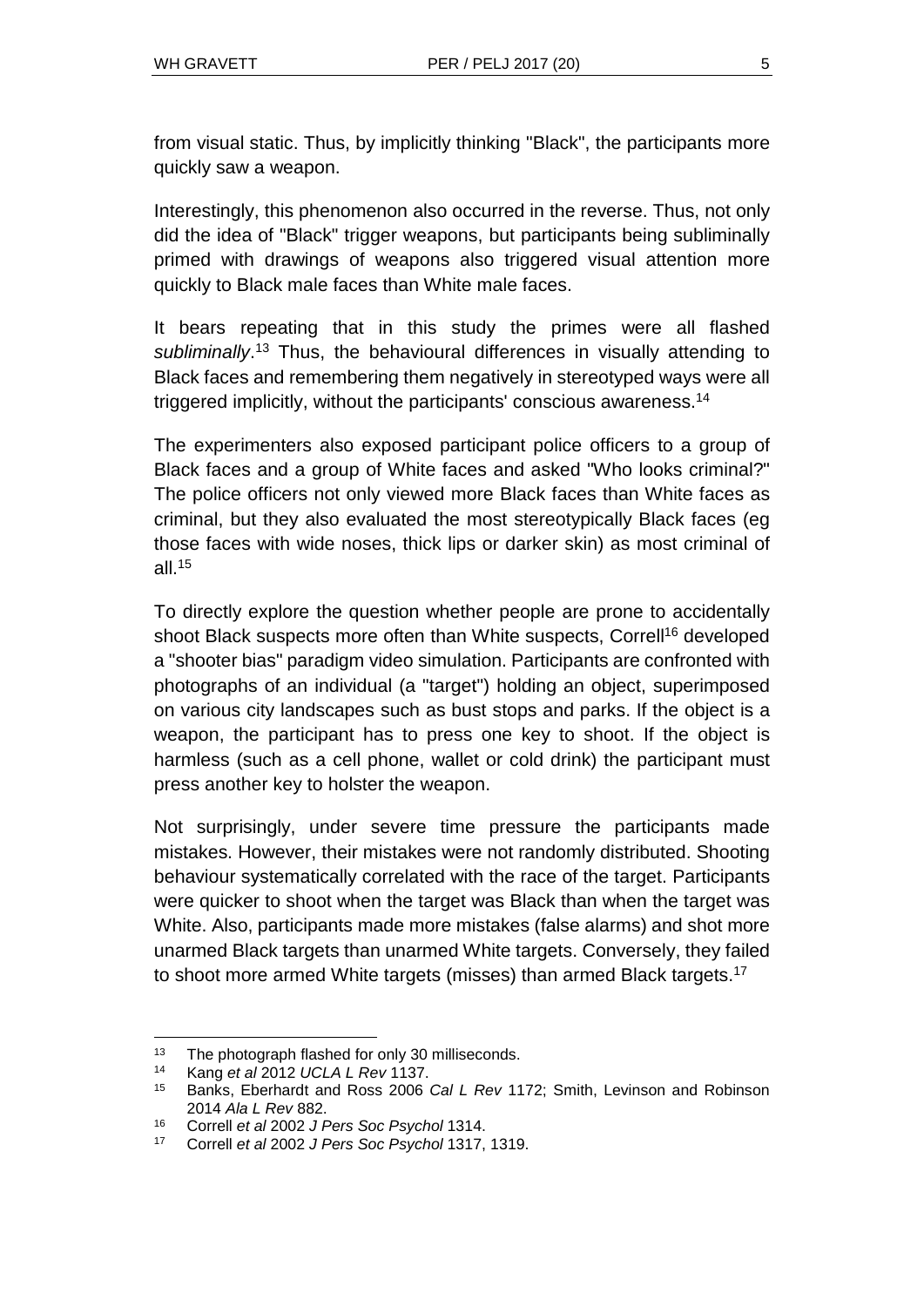from visual static. Thus, by implicitly thinking "Black", the participants more quickly saw a weapon.

Interestingly, this phenomenon also occurred in the reverse. Thus, not only did the idea of "Black" trigger weapons, but participants being subliminally primed with drawings of weapons also triggered visual attention more quickly to Black male faces than White male faces.

It bears repeating that in this study the primes were all flashed *subliminally*.[13] Thus, the behavioural differences in visually attending to Black faces and remembering them negatively in stereotyped ways were all triggered implicitly, without the participants' conscious awareness.[14]

The experimenters also exposed participant police officers to a group of Black faces and a group of White faces and asked "Who looks criminal?" The police officers not only viewed more Black faces than White faces as criminal, but they also evaluated the most stereotypically Black faces (eg those faces with wide noses, thick lips or darker skin) as most criminal of all.[15]

To directly explore the question whether people are prone to accidentally shoot Black suspects more often than White suspects, Correll[16] developed a "shooter bias" paradigm video simulation. Participants are confronted with photographs of an individual (a "target") holding an object, superimposed on various city landscapes such as bust stops and parks. If the object is a weapon, the participant has to press one key to shoot. If the object is harmless (such as a cell phone, wallet or cold drink) the participant must press another key to holster the weapon.

Not surprisingly, under severe time pressure the participants made mistakes. However, their mistakes were not randomly distributed. Shooting behaviour systematically correlated with the race of the target. Participants were quicker to shoot when the target was Black than when the target was White. Also, participants made more mistakes (false alarms) and shot more unarmed Black targets than unarmed White targets. Conversely, they failed to shoot more armed White targets (misses) than armed Black targets.[17]

---

[13] The photograph flashed for only 30 milliseconds.

[14] Kang *et al* 2012 *UCLA L Rev* 1137.

[15] Banks, Eberhardt and Ross 2006 *Cal L Rev* 1172; Smith, Levinson and Robinson 2014 *Ala L Rev* 882.

[16] Correll *et al* 2002 *J Pers Soc Psychol* 1314.

[17] Correll *et al* 2002 *J Pers Soc Psychol* 1317, 1319.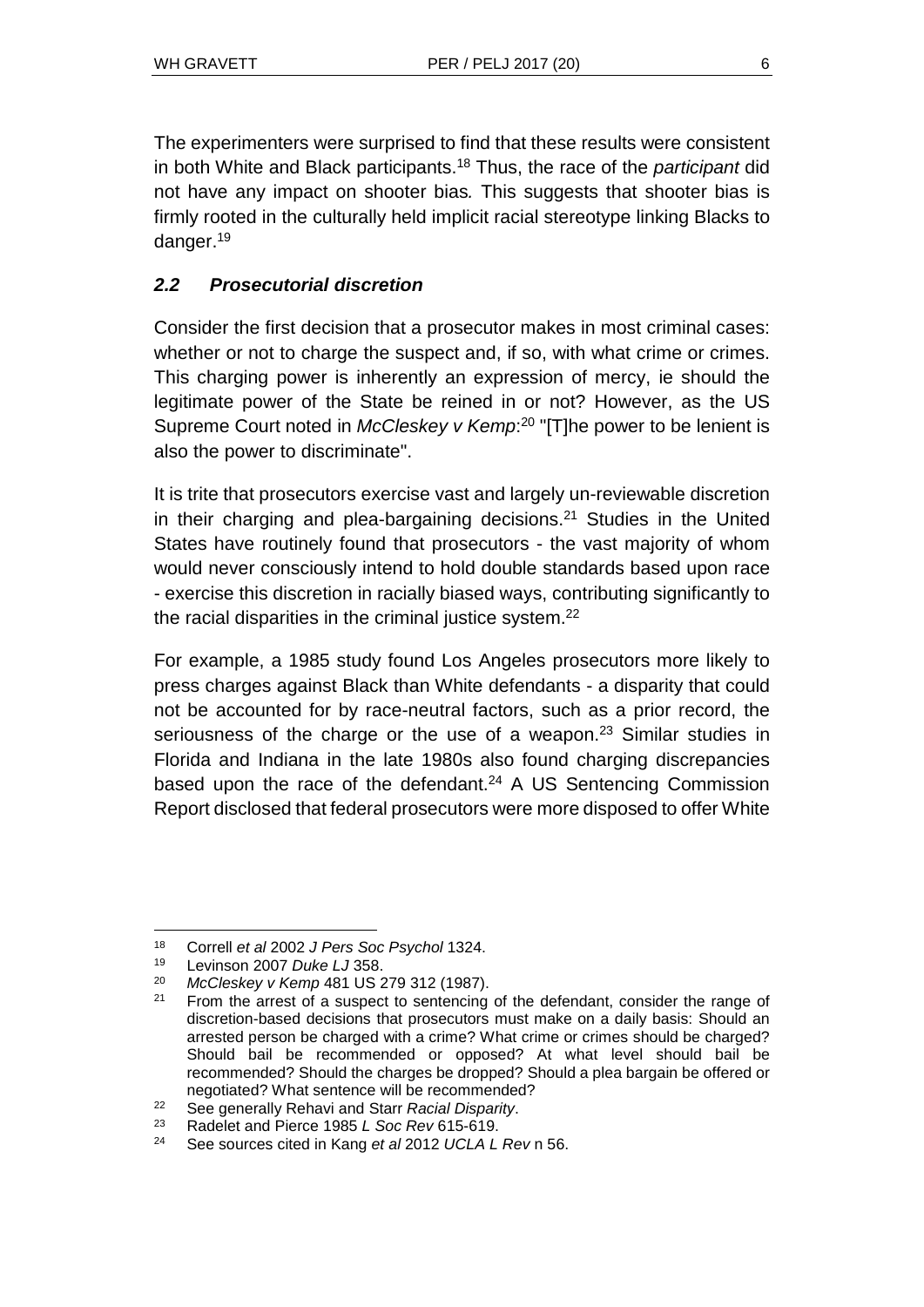The experimenters were surprised to find that these results were consistent in both White and Black participants.[18] Thus, the race of the *participant* did not have any impact on shooter bias. This suggests that shooter bias is firmly rooted in the culturally held implicit racial stereotype linking Blacks to danger.[19]

### *2.2 Prosecutorial discretion*

Consider the first decision that a prosecutor makes in most criminal cases: whether or not to charge the suspect and, if so, with what crime or crimes. This charging power is inherently an expression of mercy, ie should the legitimate power of the State be reined in or not? However, as the US Supreme Court noted in *McCleskey v Kemp*:[20] "[T]he power to be lenient is also the power to discriminate".

It is trite that prosecutors exercise vast and largely un-reviewable discretion in their charging and plea-bargaining decisions.[21] Studies in the United States have routinely found that prosecutors - the vast majority of whom would never consciously intend to hold double standards based upon race - exercise this discretion in racially biased ways, contributing significantly to the racial disparities in the criminal justice system.[22]

For example, a 1985 study found Los Angeles prosecutors more likely to press charges against Black than White defendants - a disparity that could not be accounted for by race-neutral factors, such as a prior record, the seriousness of the charge or the use of a weapon.[23] Similar studies in Florida and Indiana in the late 1980s also found charging discrepancies based upon the race of the defendant.[24] A US Sentencing Commission Report disclosed that federal prosecutors were more disposed to offer White

---

[18] Correll *et al* 2002 *J Pers Soc Psychol* 1324.

[19] Levinson 2007 *Duke LJ* 358.

[20] *McCleskey v Kemp* 481 US 279 312 (1987).

[21] From the arrest of a suspect to sentencing of the defendant, consider the range of discretion-based decisions that prosecutors must make on a daily basis: Should an arrested person be charged with a crime? What crime or crimes should be charged? Should bail be recommended or opposed? At what level should bail be recommended? Should the charges be dropped? Should a plea bargain be offered or negotiated? What sentence will be recommended?

[22] See generally Rehavi and Starr *Racial Disparity*.

[23] Radelet and Pierce 1985 *L Soc Rev* 615-619.

[24] See sources cited in Kang *et al* 2012 *UCLA L Rev* n 56.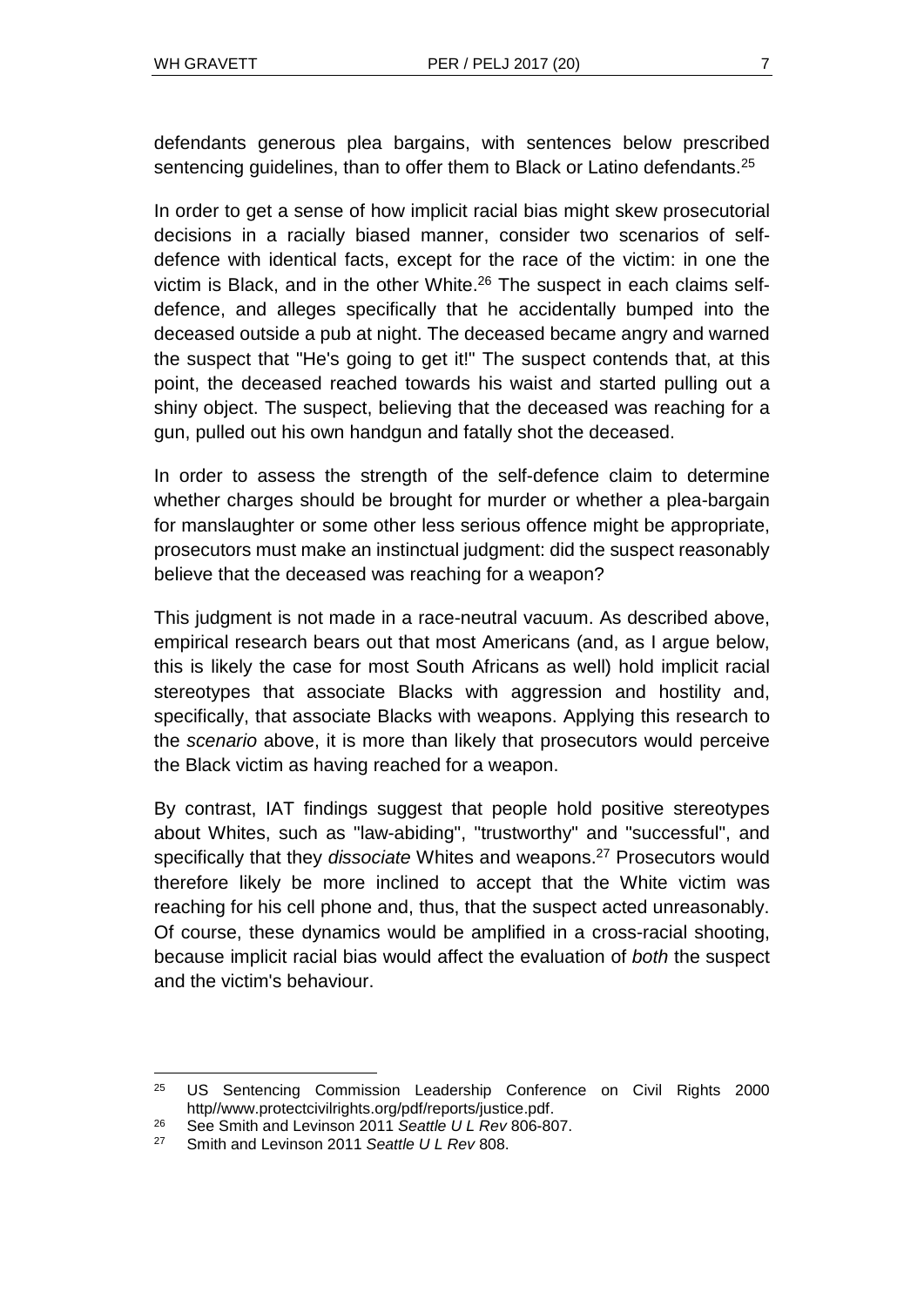defendants generous plea bargains, with sentences below prescribed sentencing guidelines, than to offer them to Black or Latino defendants.[25]

In order to get a sense of how implicit racial bias might skew prosecutorial decisions in a racially biased manner, consider two scenarios of self-defence with identical facts, except for the race of the victim: in one the victim is Black, and in the other White.[26] The suspect in each claims self-defence, and alleges specifically that he accidentally bumped into the deceased outside a pub at night. The deceased became angry and warned the suspect that "He's going to get it!" The suspect contends that, at this point, the deceased reached towards his waist and started pulling out a shiny object. The suspect, believing that the deceased was reaching for a gun, pulled out his own handgun and fatally shot the deceased.

In order to assess the strength of the self-defence claim to determine whether charges should be brought for murder or whether a plea-bargain for manslaughter or some other less serious offence might be appropriate, prosecutors must make an instinctual judgment: did the suspect reasonably believe that the deceased was reaching for a weapon?

This judgment is not made in a race-neutral vacuum. As described above, empirical research bears out that most Americans (and, as I argue below, this is likely the case for most South Africans as well) hold implicit racial stereotypes that associate Blacks with aggression and hostility and, specifically, that associate Blacks with weapons. Applying this research to the *scenario* above, it is more than likely that prosecutors would perceive the Black victim as having reached for a weapon.

By contrast, IAT findings suggest that people hold positive stereotypes about Whites, such as "law-abiding", "trustworthy" and "successful", and specifically that they *dissociate* Whites and weapons.[27] Prosecutors would therefore likely be more inclined to accept that the White victim was reaching for his cell phone and, thus, that the suspect acted unreasonably. Of course, these dynamics would be amplified in a cross-racial shooting, because implicit racial bias would affect the evaluation of *both* the suspect and the victim's behaviour.

---

[25] US Sentencing Commission Leadership Conference on Civil Rights 2000 http//www.protectcivilrights.org/pdf/reports/justice.pdf.

[26] See Smith and Levinson 2011 *Seattle U L Rev* 806-807.

[27] Smith and Levinson 2011 *Seattle U L Rev* 808.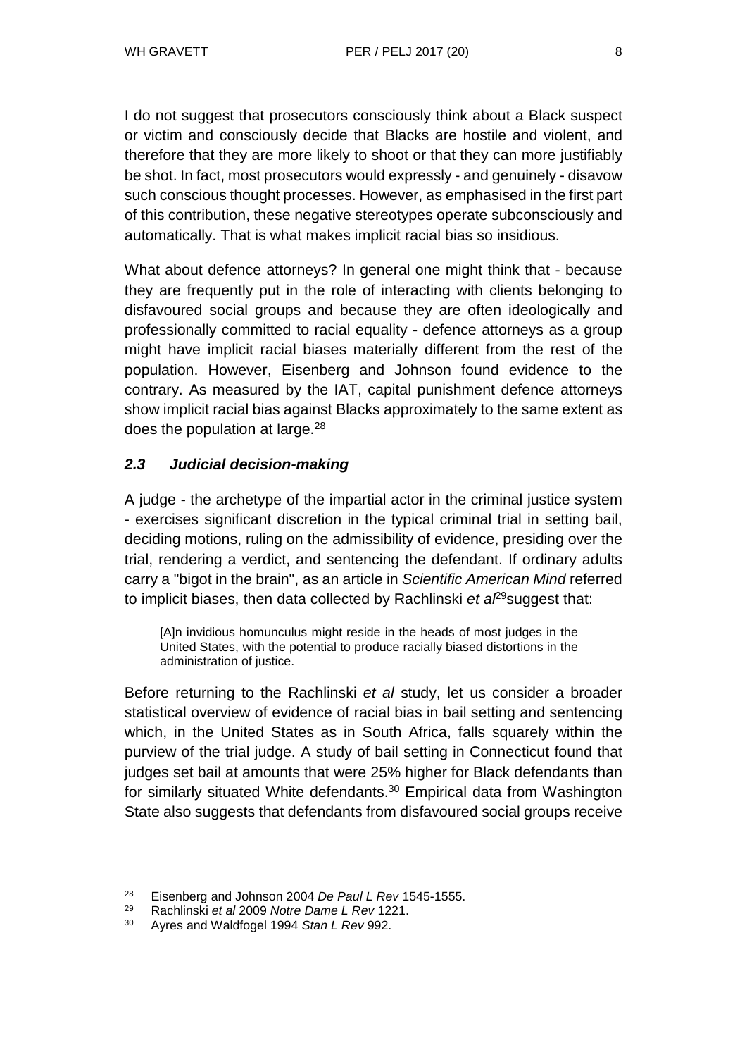I do not suggest that prosecutors consciously think about a Black suspect or victim and consciously decide that Blacks are hostile and violent, and therefore that they are more likely to shoot or that they can more justifiably be shot. In fact, most prosecutors would expressly - and genuinely - disavow such conscious thought processes. However, as emphasised in the first part of this contribution, these negative stereotypes operate subconsciously and automatically. That is what makes implicit racial bias so insidious.

What about defence attorneys? In general one might think that - because they are frequently put in the role of interacting with clients belonging to disfavoured social groups and because they are often ideologically and professionally committed to racial equality - defence attorneys as a group might have implicit racial biases materially different from the rest of the population. However, Eisenberg and Johnson found evidence to the contrary. As measured by the IAT, capital punishment defence attorneys show implicit racial bias against Blacks approximately to the same extent as does the population at large.[28]

### *2.3 Judicial decision-making*

A judge - the archetype of the impartial actor in the criminal justice system - exercises significant discretion in the typical criminal trial in setting bail, deciding motions, ruling on the admissibility of evidence, presiding over the trial, rendering a verdict, and sentencing the defendant. If ordinary adults carry a "bigot in the brain", as an article in *Scientific American Mind* referred to implicit biases, then data collected by Rachlinski *et al*[29] suggest that:

> [A]n invidious homunculus might reside in the heads of most judges in the United States, with the potential to produce racially biased distortions in the administration of justice.

Before returning to the Rachlinski *et al* study, let us consider a broader statistical overview of evidence of racial bias in bail setting and sentencing which, in the United States as in South Africa, falls squarely within the purview of the trial judge. A study of bail setting in Connecticut found that judges set bail at amounts that were 25% higher for Black defendants than for similarly situated White defendants.[30] Empirical data from Washington State also suggests that defendants from disfavoured social groups receive

---

[28] Eisenberg and Johnson 2004 *De Paul L Rev* 1545-1555.

[29] Rachlinski *et al* 2009 *Notre Dame L Rev* 1221.

[30] Ayres and Waldfogel 1994 *Stan L Rev* 992.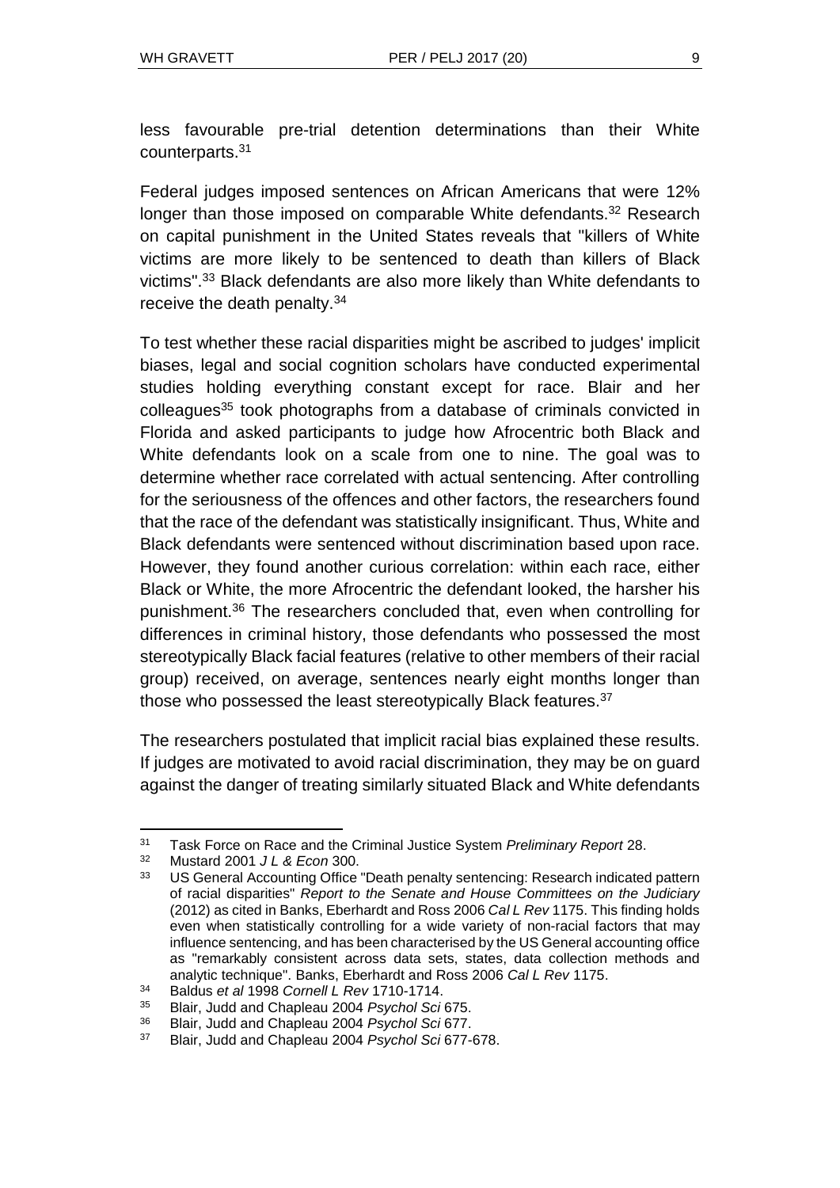less favourable pre-trial detention determinations than their White counterparts.[31]

Federal judges imposed sentences on African Americans that were 12% longer than those imposed on comparable White defendants.[32] Research on capital punishment in the United States reveals that "killers of White victims are more likely to be sentenced to death than killers of Black victims".[33] Black defendants are also more likely than White defendants to receive the death penalty.[34]

To test whether these racial disparities might be ascribed to judges' implicit biases, legal and social cognition scholars have conducted experimental studies holding everything constant except for race. Blair and her colleagues[35] took photographs from a database of criminals convicted in Florida and asked participants to judge how Afrocentric both Black and White defendants look on a scale from one to nine. The goal was to determine whether race correlated with actual sentencing. After controlling for the seriousness of the offences and other factors, the researchers found that the race of the defendant was statistically insignificant. Thus, White and Black defendants were sentenced without discrimination based upon race. However, they found another curious correlation: within each race, either Black or White, the more Afrocentric the defendant looked, the harsher his punishment.[36] The researchers concluded that, even when controlling for differences in criminal history, those defendants who possessed the most stereotypically Black facial features (relative to other members of their racial group) received, on average, sentences nearly eight months longer than those who possessed the least stereotypically Black features.[37]

The researchers postulated that implicit racial bias explained these results. If judges are motivated to avoid racial discrimination, they may be on guard against the danger of treating similarly situated Black and White defendants

---

[31] Task Force on Race and the Criminal Justice System *Preliminary Report* 28.

[32] Mustard 2001 *J L & Econ* 300.

[33] US General Accounting Office "Death penalty sentencing: Research indicated pattern of racial disparities" *Report to the Senate and House Committees on the Judiciary* (2012) as cited in Banks, Eberhardt and Ross 2006 *Cal L Rev* 1175. This finding holds even when statistically controlling for a wide variety of non-racial factors that may influence sentencing, and has been characterised by the US General accounting office as "remarkably consistent across data sets, states, data collection methods and analytic technique". Banks, Eberhardt and Ross 2006 *Cal L Rev* 1175.

[34] Baldus *et al* 1998 *Cornell L Rev* 1710-1714.

[35] Blair, Judd and Chapleau 2004 *Psychol Sci* 675.

[36] Blair, Judd and Chapleau 2004 *Psychol Sci* 677.

[37] Blair, Judd and Chapleau 2004 *Psychol Sci* 677-678.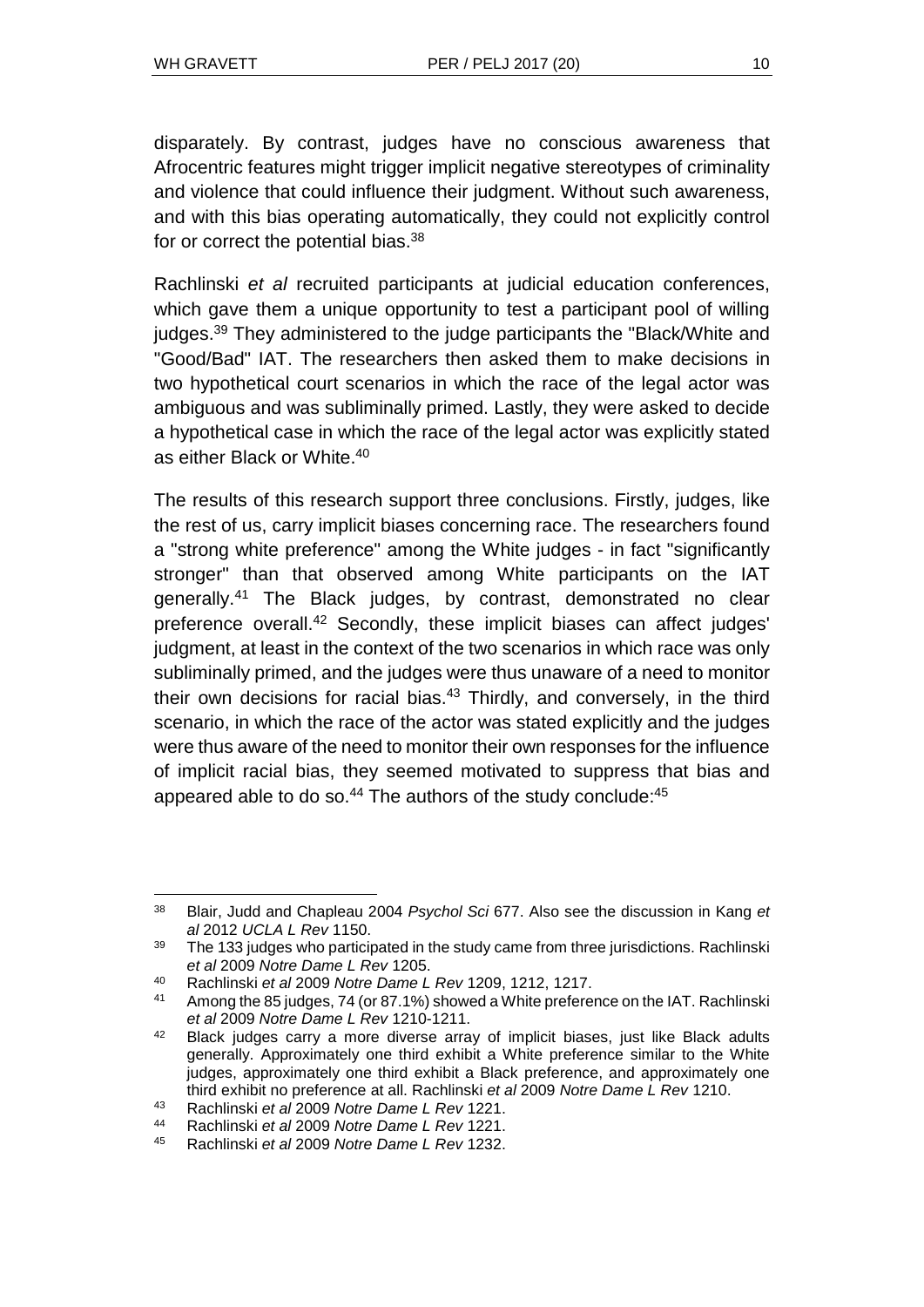disparately. By contrast, judges have no conscious awareness that Afrocentric features might trigger implicit negative stereotypes of criminality and violence that could influence their judgment. Without such awareness, and with this bias operating automatically, they could not explicitly control for or correct the potential bias.[38]

Rachlinski *et al* recruited participants at judicial education conferences, which gave them a unique opportunity to test a participant pool of willing judges.[39] They administered to the judge participants the "Black/White and "Good/Bad" IAT. The researchers then asked them to make decisions in two hypothetical court scenarios in which the race of the legal actor was ambiguous and was subliminally primed. Lastly, they were asked to decide a hypothetical case in which the race of the legal actor was explicitly stated as either Black or White.[40]

The results of this research support three conclusions. Firstly, judges, like the rest of us, carry implicit biases concerning race. The researchers found a "strong white preference" among the White judges - in fact "significantly stronger" than that observed among White participants on the IAT generally.[41] The Black judges, by contrast, demonstrated no clear preference overall.[42] Secondly, these implicit biases can affect judges' judgment, at least in the context of the two scenarios in which race was only subliminally primed, and the judges were thus unaware of a need to monitor their own decisions for racial bias.[43] Thirdly, and conversely, in the third scenario, in which the race of the actor was stated explicitly and the judges were thus aware of the need to monitor their own responses for the influence of implicit racial bias, they seemed motivated to suppress that bias and appeared able to do so.[44] The authors of the study conclude:[45]

---

[38] Blair, Judd and Chapleau 2004 *Psychol Sci* 677. Also see the discussion in Kang *et al* 2012 *UCLA L Rev* 1150.

[39] The 133 judges who participated in the study came from three jurisdictions. Rachlinski *et al* 2009 *Notre Dame L Rev* 1205.

[40] Rachlinski *et al* 2009 *Notre Dame L Rev* 1209, 1212, 1217.

[41] Among the 85 judges, 74 (or 87.1%) showed a White preference on the IAT. Rachlinski *et al* 2009 *Notre Dame L Rev* 1210-1211.

[42] Black judges carry a more diverse array of implicit biases, just like Black adults generally. Approximately one third exhibit a White preference similar to the White judges, approximately one third exhibit a Black preference, and approximately one third exhibit no preference at all. Rachlinski *et al* 2009 *Notre Dame L Rev* 1210.

[43] Rachlinski *et al* 2009 *Notre Dame L Rev* 1221.

[44] Rachlinski *et al* 2009 *Notre Dame L Rev* 1221.

[45] Rachlinski *et al* 2009 *Notre Dame L Rev* 1232.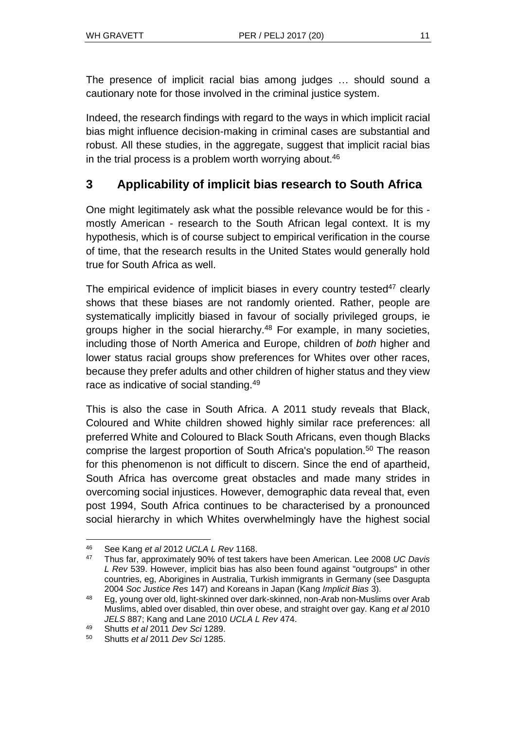The presence of implicit racial bias among judges … should sound a cautionary note for those involved in the criminal justice system.

Indeed, the research findings with regard to the ways in which implicit racial bias might influence decision-making in criminal cases are substantial and robust. All these studies, in the aggregate, suggest that implicit racial bias in the trial process is a problem worth worrying about.[46]

## 3 Applicability of implicit bias research to South Africa

One might legitimately ask what the possible relevance would be for this - mostly American - research to the South African legal context. It is my hypothesis, which is of course subject to empirical verification in the course of time, that the research results in the United States would generally hold true for South Africa as well.

The empirical evidence of implicit biases in every country tested[47] clearly shows that these biases are not randomly oriented. Rather, people are systematically implicitly biased in favour of socially privileged groups, ie groups higher in the social hierarchy.[48] For example, in many societies, including those of North America and Europe, children of *both* higher and lower status racial groups show preferences for Whites over other races, because they prefer adults and other children of higher status and they view race as indicative of social standing.[49]

This is also the case in South Africa. A 2011 study reveals that Black, Coloured and White children showed highly similar race preferences: all preferred White and Coloured to Black South Africans, even though Blacks comprise the largest proportion of South Africa's population.[50] The reason for this phenomenon is not difficult to discern. Since the end of apartheid, South Africa has overcome great obstacles and made many strides in overcoming social injustices. However, demographic data reveal that, even post 1994, South Africa continues to be characterised by a pronounced social hierarchy in which Whites overwhelmingly have the highest social

---

[46] See Kang *et al* 2012 *UCLA L Rev* 1168.

[47] Thus far, approximately 90% of test takers have been American. Lee 2008 *UC Davis L Rev* 539. However, implicit bias has also been found against "outgroups" in other countries, eg, Aborigines in Australia, Turkish immigrants in Germany (see Dasgupta 2004 *Soc Justice Res* 147) and Koreans in Japan (Kang *Implicit Bias* 3).

[48] Eg, young over old, light-skinned over dark-skinned, non-Arab non-Muslims over Arab Muslims, abled over disabled, thin over obese, and straight over gay. Kang *et al* 2010 *JELS* 887; Kang and Lane 2010 *UCLA L Rev* 474.

[49] Shutts *et al* 2011 *Dev Sci* 1289.

[50] Shutts *et al* 2011 *Dev Sci* 1285.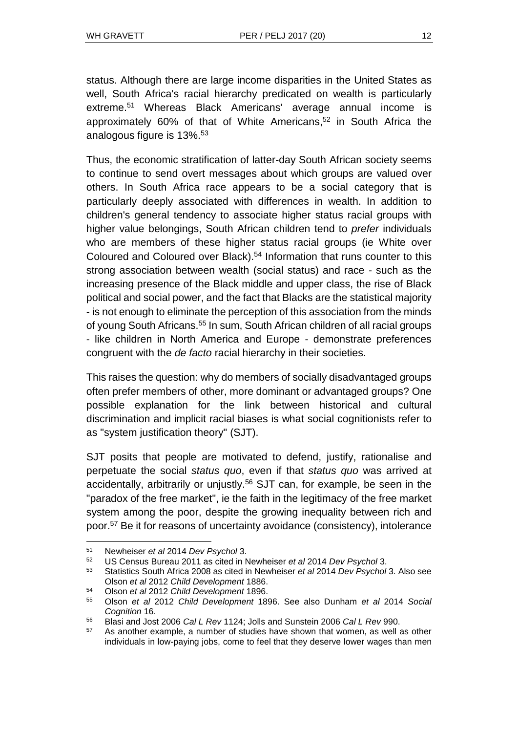status. Although there are large income disparities in the United States as well, South Africa's racial hierarchy predicated on wealth is particularly extreme.[51] Whereas Black Americans' average annual income is approximately 60% of that of White Americans,[52] in South Africa the analogous figure is 13%.[53]

Thus, the economic stratification of latter-day South African society seems to continue to send overt messages about which groups are valued over others. In South Africa race appears to be a social category that is particularly deeply associated with differences in wealth. In addition to children's general tendency to associate higher status racial groups with higher value belongings, South African children tend to *prefer* individuals who are members of these higher status racial groups (ie White over Coloured and Coloured over Black).[54] Information that runs counter to this strong association between wealth (social status) and race - such as the increasing presence of the Black middle and upper class, the rise of Black political and social power, and the fact that Blacks are the statistical majority - is not enough to eliminate the perception of this association from the minds of young South Africans.[55] In sum, South African children of all racial groups - like children in North America and Europe - demonstrate preferences congruent with the *de facto* racial hierarchy in their societies.

This raises the question: why do members of socially disadvantaged groups often prefer members of other, more dominant or advantaged groups? One possible explanation for the link between historical and cultural discrimination and implicit racial biases is what social cognitionists refer to as "system justification theory" (SJT).

SJT posits that people are motivated to defend, justify, rationalise and perpetuate the social *status quo*, even if that *status quo* was arrived at accidentally, arbitrarily or unjustly.[56] SJT can, for example, be seen in the "paradox of the free market", ie the faith in the legitimacy of the free market system among the poor, despite the growing inequality between rich and poor.[57] Be it for reasons of uncertainty avoidance (consistency), intolerance

---

51 Newheiser *et al* 2014 *Dev Psychol* 3.

52 US Census Bureau 2011 as cited in Newheiser *et al* 2014 *Dev Psychol* 3.

53 Statistics South Africa 2008 as cited in Newheiser *et al* 2014 *Dev Psychol* 3. Also see Olson *et al* 2012 *Child Development* 1886.

54 Olson *et al* 2012 *Child Development* 1896.

55 Olson *et al* 2012 *Child Development* 1896. See also Dunham *et al* 2014 *Social Cognition* 16.

56 Blasi and Jost 2006 *Cal L Rev* 1124; Jolls and Sunstein 2006 *Cal L Rev* 990.

57 As another example, a number of studies have shown that women, as well as other individuals in low-paying jobs, come to feel that they deserve lower wages than men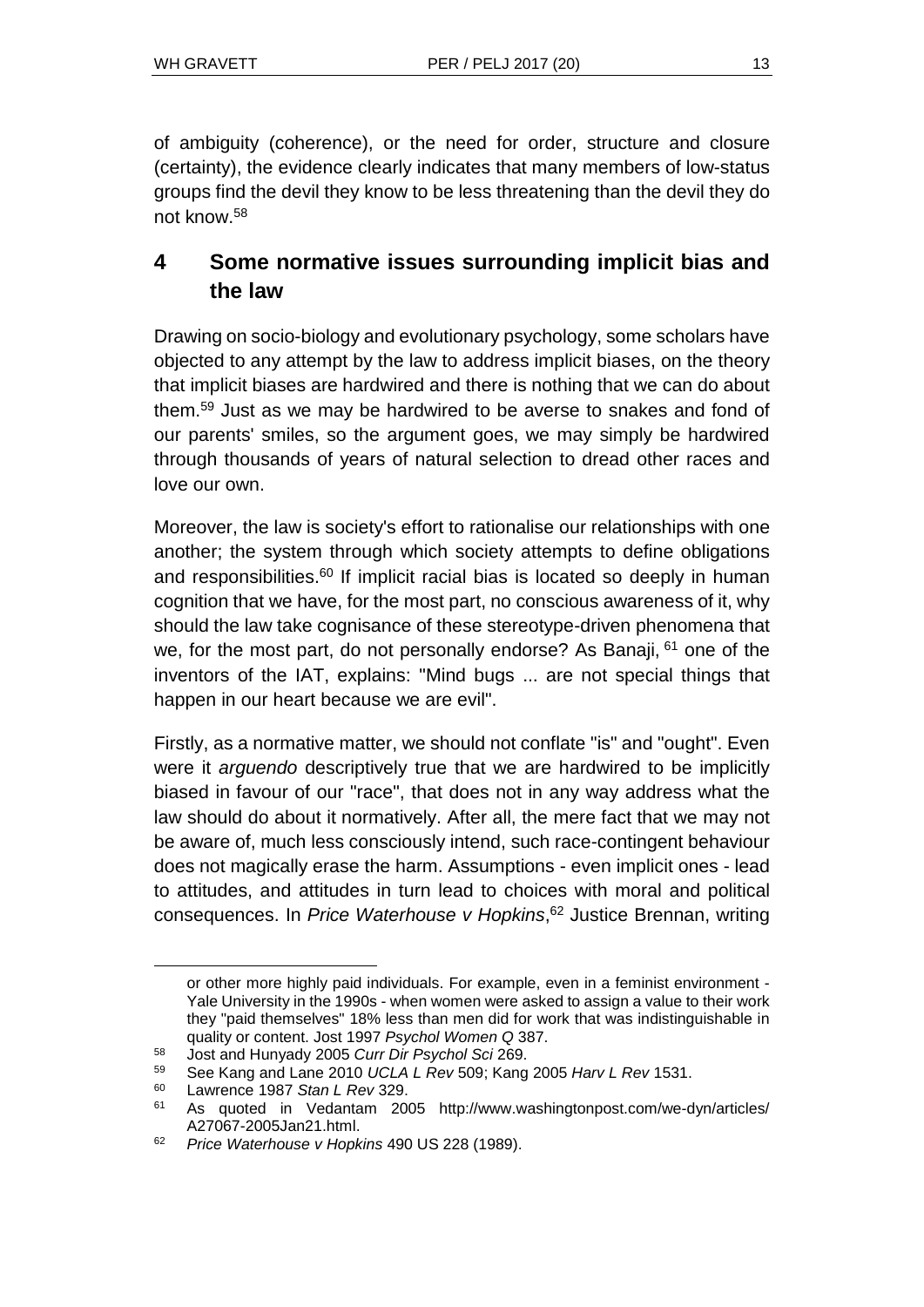of ambiguity (coherence), or the need for order, structure and closure (certainty), the evidence clearly indicates that many members of low-status groups find the devil they know to be less threatening than the devil they do not know.[58]

## 4 Some normative issues surrounding implicit bias and the law

Drawing on socio-biology and evolutionary psychology, some scholars have objected to any attempt by the law to address implicit biases, on the theory that implicit biases are hardwired and there is nothing that we can do about them.[59] Just as we may be hardwired to be averse to snakes and fond of our parents' smiles, so the argument goes, we may simply be hardwired through thousands of years of natural selection to dread other races and love our own.

Moreover, the law is society's effort to rationalise our relationships with one another; the system through which society attempts to define obligations and responsibilities.[60] If implicit racial bias is located so deeply in human cognition that we have, for the most part, no conscious awareness of it, why should the law take cognisance of these stereotype-driven phenomena that we, for the most part, do not personally endorse? As Banaji,[61] one of the inventors of the IAT, explains: "Mind bugs ... are not special things that happen in our heart because we are evil".

Firstly, as a normative matter, we should not conflate "is" and "ought". Even were it *arguendo* descriptively true that we are hardwired to be implicitly biased in favour of our "race", that does not in any way address what the law should do about it normatively. After all, the mere fact that we may not be aware of, much less consciously intend, such race-contingent behaviour does not magically erase the harm. Assumptions - even implicit ones - lead to attitudes, and attitudes in turn lead to choices with moral and political consequences. In *Price Waterhouse v Hopkins*,[62] Justice Brennan, writing

---

or other more highly paid individuals. For example, even in a feminist environment - Yale University in the 1990s - when women were asked to assign a value to their work they "paid themselves" 18% less than men did for work that was indistinguishable in quality or content. Jost 1997 *Psychol Women Q* 387.

[58] Jost and Hunyady 2005 *Curr Dir Psychol Sci* 269.

[59] See Kang and Lane 2010 *UCLA L Rev* 509; Kang 2005 *Harv L Rev* 1531.

[60] Lawrence 1987 *Stan L Rev* 329.

[61] As quoted in Vedantam 2005 http://www.washingtonpost.com/we-dyn/articles/A27067-2005Jan21.html.

[62] *Price Waterhouse v Hopkins* 490 US 228 (1989).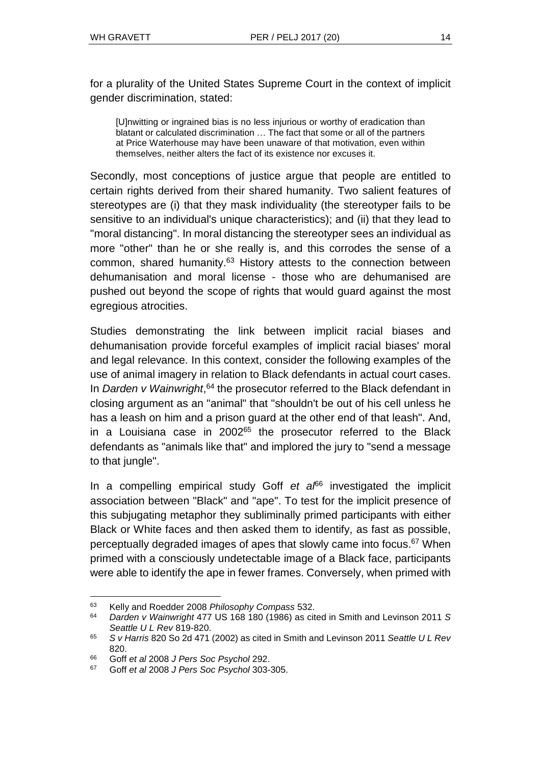for a plurality of the United States Supreme Court in the context of implicit gender discrimination, stated:

> [U]nwitting or ingrained bias is no less injurious or worthy of eradication than blatant or calculated discrimination … The fact that some or all of the partners at Price Waterhouse may have been unaware of that motivation, even within themselves, neither alters the fact of its existence nor excuses it.

Secondly, most conceptions of justice argue that people are entitled to certain rights derived from their shared humanity. Two salient features of stereotypes are (i) that they mask individuality (the stereotyper fails to be sensitive to an individual's unique characteristics); and (ii) that they lead to "moral distancing". In moral distancing the stereotyper sees an individual as more "other" than he or she really is, and this corrodes the sense of a common, shared humanity.[63] History attests to the connection between dehumanisation and moral license - those who are dehumanised are pushed out beyond the scope of rights that would guard against the most egregious atrocities.

Studies demonstrating the link between implicit racial biases and dehumanisation provide forceful examples of implicit racial biases' moral and legal relevance. In this context, consider the following examples of the use of animal imagery in relation to Black defendants in actual court cases. In *Darden v Wainwright*,[64] the prosecutor referred to the Black defendant in closing argument as an "animal" that "shouldn't be out of his cell unless he has a leash on him and a prison guard at the other end of that leash". And, in a Louisiana case in 2002[65] the prosecutor referred to the Black defendants as "animals like that" and implored the jury to "send a message to that jungle".

In a compelling empirical study Goff *et al*[66] investigated the implicit association between "Black" and "ape". To test for the implicit presence of this subjugating metaphor they subliminally primed participants with either Black or White faces and then asked them to identify, as fast as possible, perceptually degraded images of apes that slowly came into focus.[67] When primed with a consciously undetectable image of a Black face, participants were able to identify the ape in fewer frames. Conversely, when primed with

---

[63] Kelly and Roedder 2008 *Philosophy Compass* 532.

[64] *Darden v Wainwright* 477 US 168 180 (1986) as cited in Smith and Levinson 2011 *S Seattle U L Rev* 819-820.

[65] *S v Harris* 820 So 2d 471 (2002) as cited in Smith and Levinson 2011 *Seattle U L Rev* 820.

[66] Goff *et al* 2008 *J Pers Soc Psychol* 292.

[67] Goff *et al* 2008 *J Pers Soc Psychol* 303-305.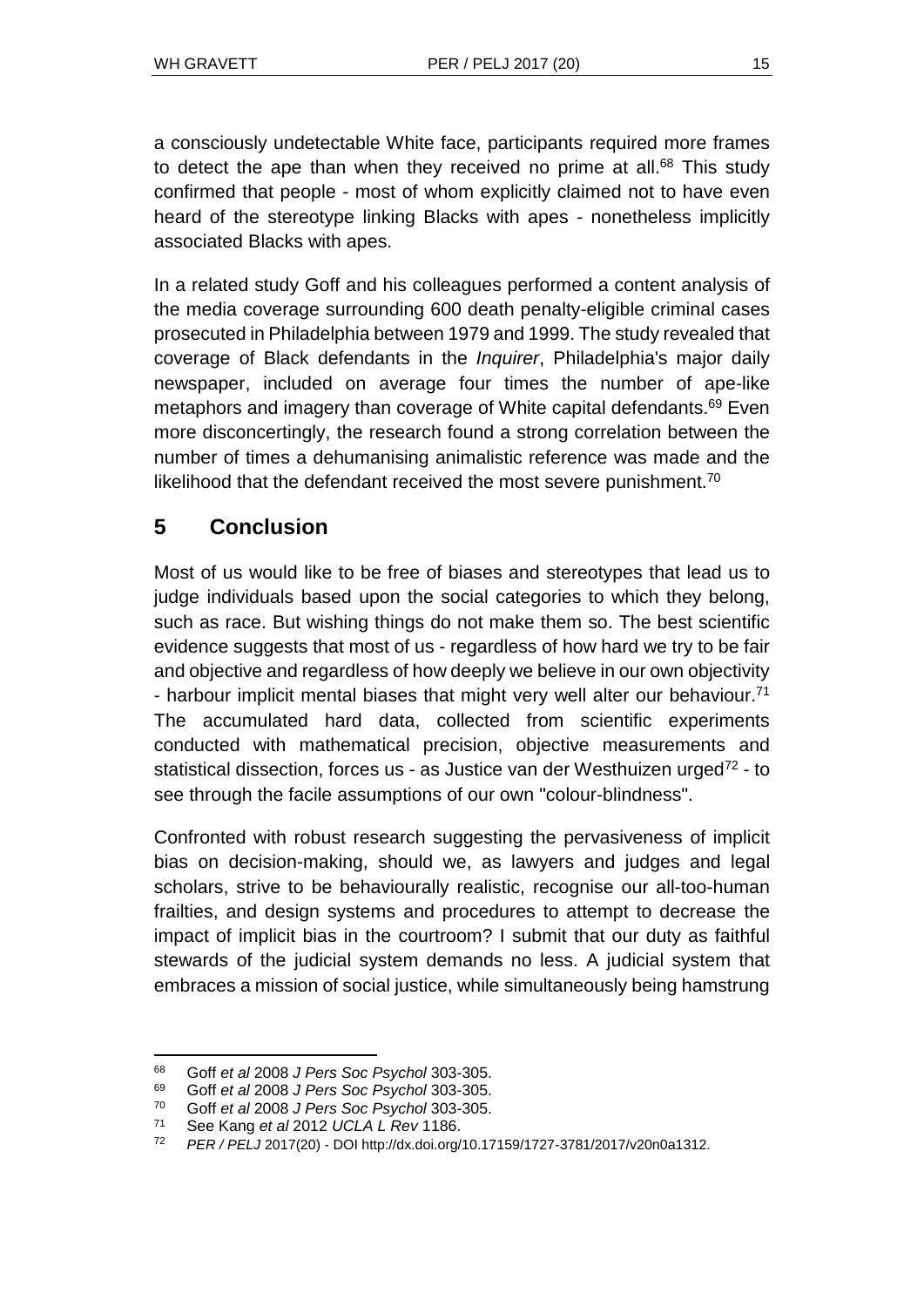a consciously undetectable White face, participants required more frames to detect the ape than when they received no prime at all.[68] This study confirmed that people - most of whom explicitly claimed not to have even heard of the stereotype linking Blacks with apes - nonetheless implicitly associated Blacks with apes.

In a related study Goff and his colleagues performed a content analysis of the media coverage surrounding 600 death penalty-eligible criminal cases prosecuted in Philadelphia between 1979 and 1999. The study revealed that coverage of Black defendants in the *Inquirer*, Philadelphia's major daily newspaper, included on average four times the number of ape-like metaphors and imagery than coverage of White capital defendants.[69] Even more disconcertingly, the research found a strong correlation between the number of times a dehumanising animalistic reference was made and the likelihood that the defendant received the most severe punishment.[70]

## 5 Conclusion

Most of us would like to be free of biases and stereotypes that lead us to judge individuals based upon the social categories to which they belong, such as race. But wishing things do not make them so. The best scientific evidence suggests that most of us - regardless of how hard we try to be fair and objective and regardless of how deeply we believe in our own objectivity - harbour implicit mental biases that might very well alter our behaviour.[71] The accumulated hard data, collected from scientific experiments conducted with mathematical precision, objective measurements and statistical dissection, forces us - as Justice van der Westhuizen urged[72] - to see through the facile assumptions of our own "colour-blindness".

Confronted with robust research suggesting the pervasiveness of implicit bias on decision-making, should we, as lawyers and judges and legal scholars, strive to be behaviourally realistic, recognise our all-too-human frailties, and design systems and procedures to attempt to decrease the impact of implicit bias in the courtroom? I submit that our duty as faithful stewards of the judicial system demands no less. A judicial system that embraces a mission of social justice, while simultaneously being hamstrung

---

68 Goff *et al* 2008 *J Pers Soc Psychol* 303-305.

69 Goff *et al* 2008 *J Pers Soc Psychol* 303-305.

70 Goff *et al* 2008 *J Pers Soc Psychol* 303-305.

71 See Kang *et al* 2012 *UCLA L Rev* 1186.

72 *PER / PELJ* 2017(20) - DOI http://dx.doi.org/10.17159/1727-3781/2017/v20n0a1312.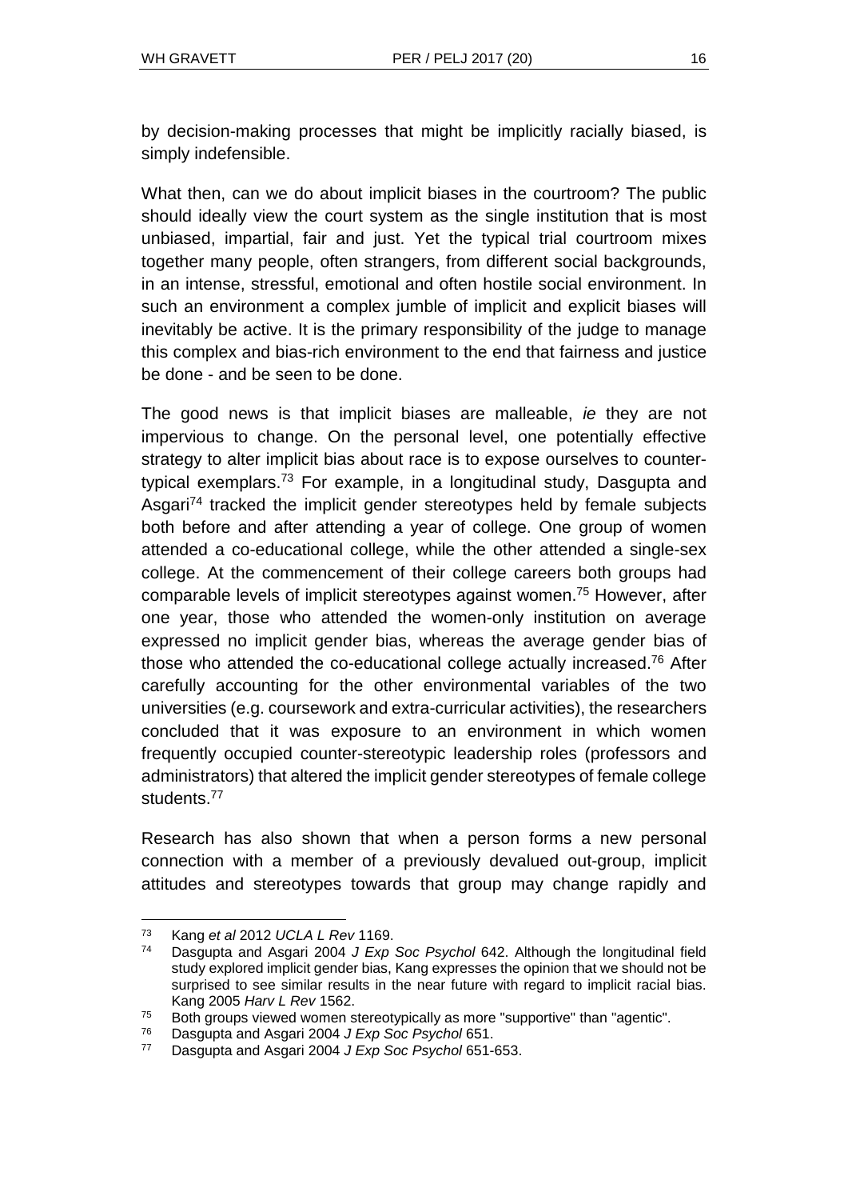by decision-making processes that might be implicitly racially biased, is simply indefensible.

What then, can we do about implicit biases in the courtroom? The public should ideally view the court system as the single institution that is most unbiased, impartial, fair and just. Yet the typical trial courtroom mixes together many people, often strangers, from different social backgrounds, in an intense, stressful, emotional and often hostile social environment. In such an environment a complex jumble of implicit and explicit biases will inevitably be active. It is the primary responsibility of the judge to manage this complex and bias-rich environment to the end that fairness and justice be done - and be seen to be done.

The good news is that implicit biases are malleable, *ie* they are not impervious to change. On the personal level, one potentially effective strategy to alter implicit bias about race is to expose ourselves to counter-typical exemplars.[73] For example, in a longitudinal study, Dasgupta and Asgari[74] tracked the implicit gender stereotypes held by female subjects both before and after attending a year of college. One group of women attended a co-educational college, while the other attended a single-sex college. At the commencement of their college careers both groups had comparable levels of implicit stereotypes against women.[75] However, after one year, those who attended the women-only institution on average expressed no implicit gender bias, whereas the average gender bias of those who attended the co-educational college actually increased.[76] After carefully accounting for the other environmental variables of the two universities (e.g. coursework and extra-curricular activities), the researchers concluded that it was exposure to an environment in which women frequently occupied counter-stereotypic leadership roles (professors and administrators) that altered the implicit gender stereotypes of female college students.[77]

Research has also shown that when a person forms a new personal connection with a member of a previously devalued out-group, implicit attitudes and stereotypes towards that group may change rapidly and

---

[73] Kang *et al* 2012 *UCLA L Rev* 1169.

[74] Dasgupta and Asgari 2004 *J Exp Soc Psychol* 642. Although the longitudinal field study explored implicit gender bias, Kang expresses the opinion that we should not be surprised to see similar results in the near future with regard to implicit racial bias. Kang 2005 *Harv L Rev* 1562.

[75] Both groups viewed women stereotypically as more "supportive" than "agentic".

[76] Dasgupta and Asgari 2004 *J Exp Soc Psychol* 651.

[77] Dasgupta and Asgari 2004 *J Exp Soc Psychol* 651-653.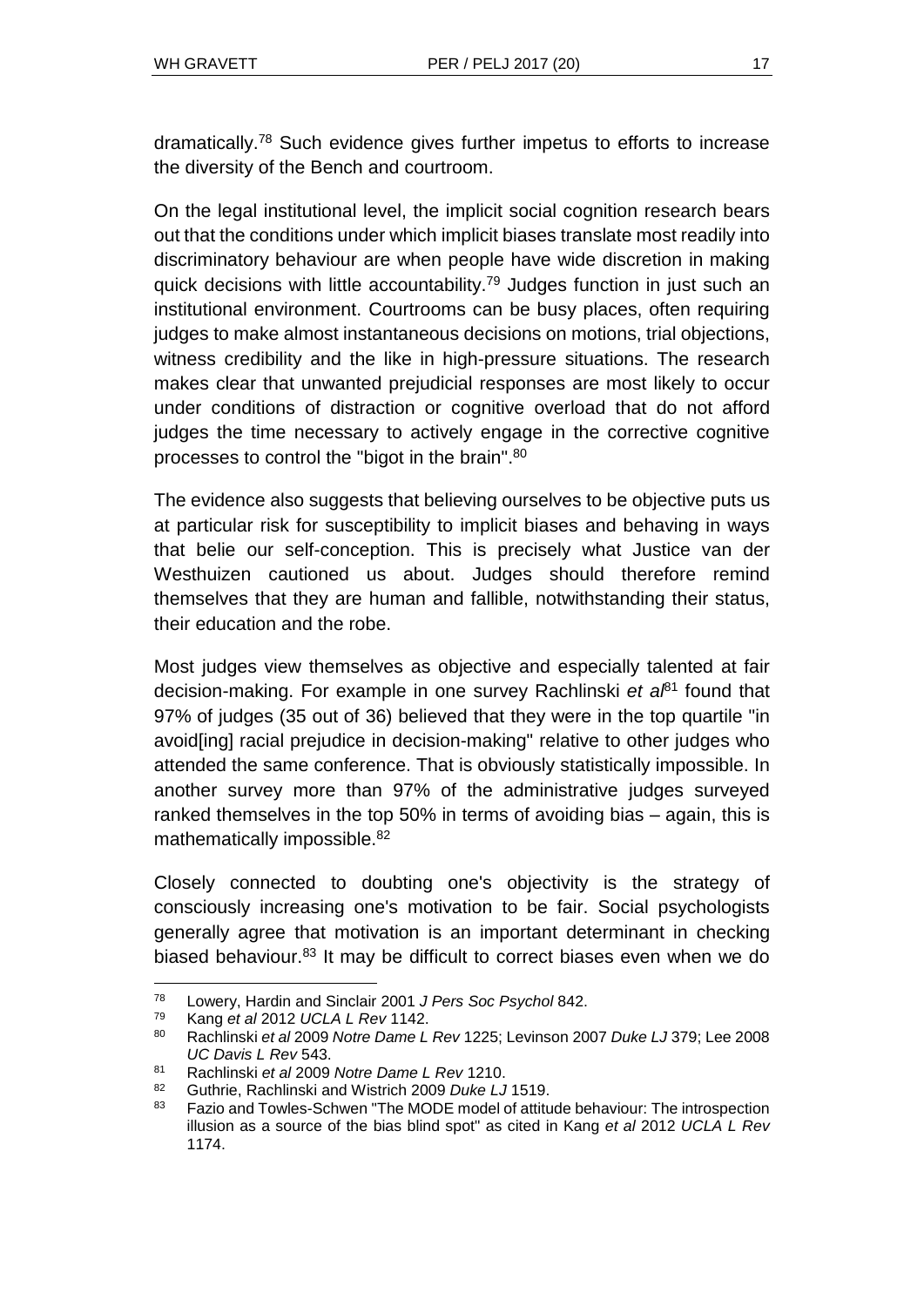dramatically.[78] Such evidence gives further impetus to efforts to increase the diversity of the Bench and courtroom.

On the legal institutional level, the implicit social cognition research bears out that the conditions under which implicit biases translate most readily into discriminatory behaviour are when people have wide discretion in making quick decisions with little accountability.[79] Judges function in just such an institutional environment. Courtrooms can be busy places, often requiring judges to make almost instantaneous decisions on motions, trial objections, witness credibility and the like in high-pressure situations. The research makes clear that unwanted prejudicial responses are most likely to occur under conditions of distraction or cognitive overload that do not afford judges the time necessary to actively engage in the corrective cognitive processes to control the "bigot in the brain".[80]

The evidence also suggests that believing ourselves to be objective puts us at particular risk for susceptibility to implicit biases and behaving in ways that belie our self-conception. This is precisely what Justice van der Westhuizen cautioned us about. Judges should therefore remind themselves that they are human and fallible, notwithstanding their status, their education and the robe.

Most judges view themselves as objective and especially talented at fair decision-making. For example in one survey Rachlinski *et al*[81] found that 97% of judges (35 out of 36) believed that they were in the top quartile "in avoid[ing] racial prejudice in decision-making" relative to other judges who attended the same conference. That is obviously statistically impossible. In another survey more than 97% of the administrative judges surveyed ranked themselves in the top 50% in terms of avoiding bias – again, this is mathematically impossible.[82]

Closely connected to doubting one's objectivity is the strategy of consciously increasing one's motivation to be fair. Social psychologists generally agree that motivation is an important determinant in checking biased behaviour.[83] It may be difficult to correct biases even when we do

---

[78] Lowery, Hardin and Sinclair 2001 *J Pers Soc Psychol* 842.

[79] Kang *et al* 2012 *UCLA L Rev* 1142.

[80] Rachlinski *et al* 2009 *Notre Dame L Rev* 1225; Levinson 2007 *Duke LJ* 379; Lee 2008 *UC Davis L Rev* 543.

[81] Rachlinski *et al* 2009 *Notre Dame L Rev* 1210.

[82] Guthrie, Rachlinski and Wistrich 2009 *Duke LJ* 1519.

[83] Fazio and Towles-Schwen "The MODE model of attitude behaviour: The introspection illusion as a source of the bias blind spot" as cited in Kang *et al* 2012 *UCLA L Rev* 1174.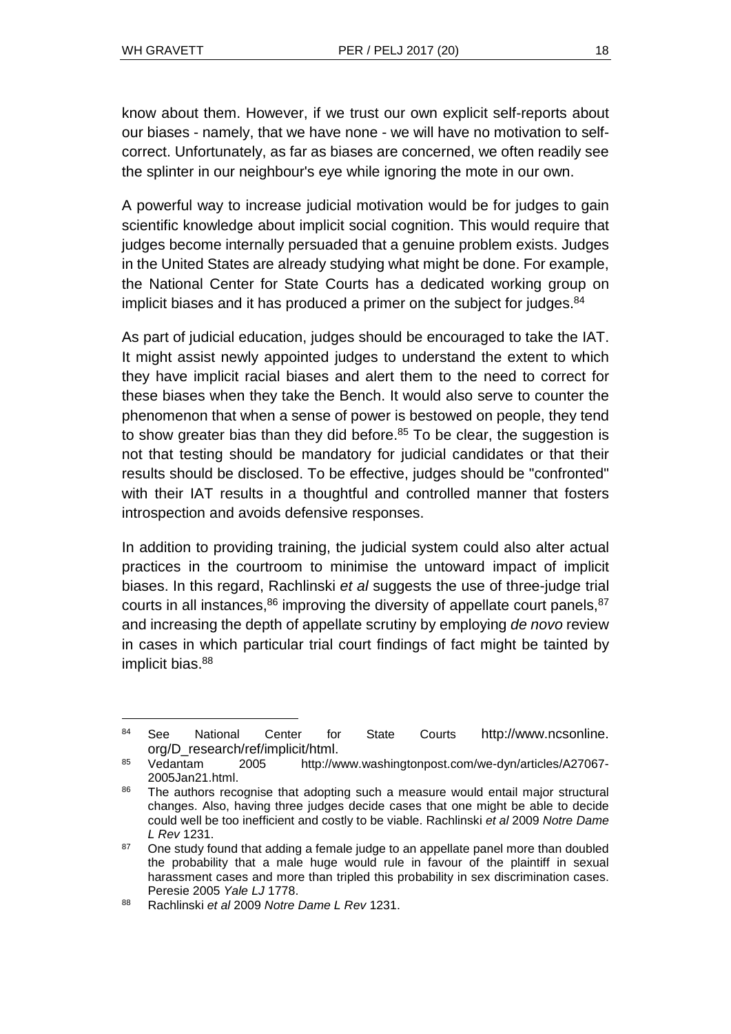know about them. However, if we trust our own explicit self-reports about our biases - namely, that we have none - we will have no motivation to self-correct. Unfortunately, as far as biases are concerned, we often readily see the splinter in our neighbour's eye while ignoring the mote in our own.

A powerful way to increase judicial motivation would be for judges to gain scientific knowledge about implicit social cognition. This would require that judges become internally persuaded that a genuine problem exists. Judges in the United States are already studying what might be done. For example, the National Center for State Courts has a dedicated working group on implicit biases and it has produced a primer on the subject for judges.[84]

As part of judicial education, judges should be encouraged to take the IAT. It might assist newly appointed judges to understand the extent to which they have implicit racial biases and alert them to the need to correct for these biases when they take the Bench. It would also serve to counter the phenomenon that when a sense of power is bestowed on people, they tend to show greater bias than they did before.[85] To be clear, the suggestion is not that testing should be mandatory for judicial candidates or that their results should be disclosed. To be effective, judges should be "confronted" with their IAT results in a thoughtful and controlled manner that fosters introspection and avoids defensive responses.

In addition to providing training, the judicial system could also alter actual practices in the courtroom to minimise the untoward impact of implicit biases. In this regard, Rachlinski *et al* suggests the use of three-judge trial courts in all instances,[86] improving the diversity of appellate court panels,[87] and increasing the depth of appellate scrutiny by employing *de novo* review in cases in which particular trial court findings of fact might be tainted by implicit bias.[88]

---

[84] See National Center for State Courts http://www.ncsonline.org/D_research/ref/implicit/html.

[85] Vedantam 2005 http://www.washingtonpost.com/we-dyn/articles/A27067-2005Jan21.html.

[86] The authors recognise that adopting such a measure would entail major structural changes. Also, having three judges decide cases that one might be able to decide could well be too inefficient and costly to be viable. Rachlinski *et al* 2009 *Notre Dame L Rev* 1231.

[87] One study found that adding a female judge to an appellate panel more than doubled the probability that a male huge would rule in favour of the plaintiff in sexual harassment cases and more than tripled this probability in sex discrimination cases. Peresie 2005 *Yale LJ* 1778.

[88] Rachlinski *et al* 2009 *Notre Dame L Rev* 1231.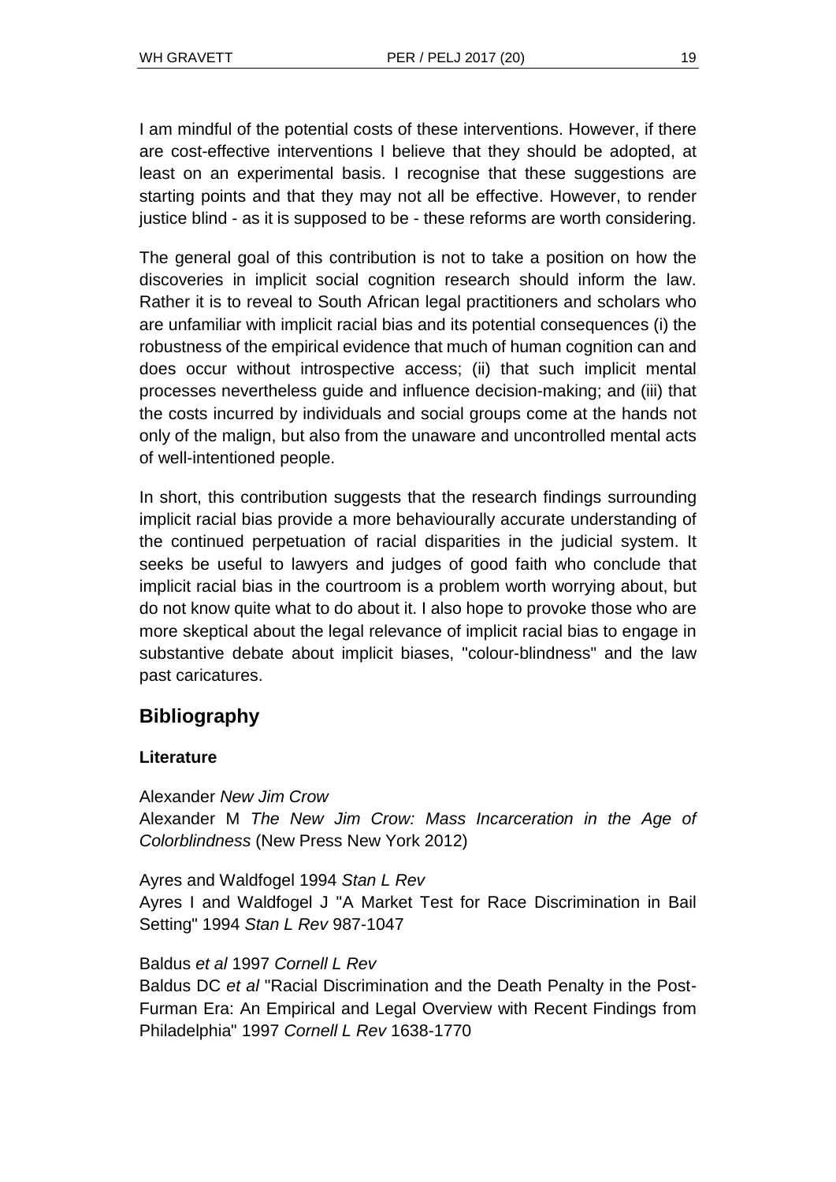I am mindful of the potential costs of these interventions. However, if there are cost-effective interventions I believe that they should be adopted, at least on an experimental basis. I recognise that these suggestions are starting points and that they may not all be effective. However, to render justice blind - as it is supposed to be - these reforms are worth considering.

The general goal of this contribution is not to take a position on how the discoveries in implicit social cognition research should inform the law. Rather it is to reveal to South African legal practitioners and scholars who are unfamiliar with implicit racial bias and its potential consequences (i) the robustness of the empirical evidence that much of human cognition can and does occur without introspective access; (ii) that such implicit mental processes nevertheless guide and influence decision-making; and (iii) that the costs incurred by individuals and social groups come at the hands not only of the malign, but also from the unaware and uncontrolled mental acts of well-intentioned people.

In short, this contribution suggests that the research findings surrounding implicit racial bias provide a more behaviourally accurate understanding of the continued perpetuation of racial disparities in the judicial system. It seeks be useful to lawyers and judges of good faith who conclude that implicit racial bias in the courtroom is a problem worth worrying about, but do not know quite what to do about it. I also hope to provoke those who are more skeptical about the legal relevance of implicit racial bias to engage in substantive debate about implicit biases, "colour-blindness" and the law past caricatures.

## Bibliography

### Literature

Alexander *New Jim Crow*
Alexander M *The New Jim Crow: Mass Incarceration in the Age of Colorblindness* (New Press New York 2012)

Ayres and Waldfogel 1994 *Stan L Rev*
Ayres I and Waldfogel J "A Market Test for Race Discrimination in Bail Setting" 1994 *Stan L Rev* 987-1047

Baldus *et al* 1997 *Cornell L Rev*
Baldus DC *et al* "Racial Discrimination and the Death Penalty in the Post-Furman Era: An Empirical and Legal Overview with Recent Findings from Philadelphia" 1997 *Cornell L Rev* 1638-1770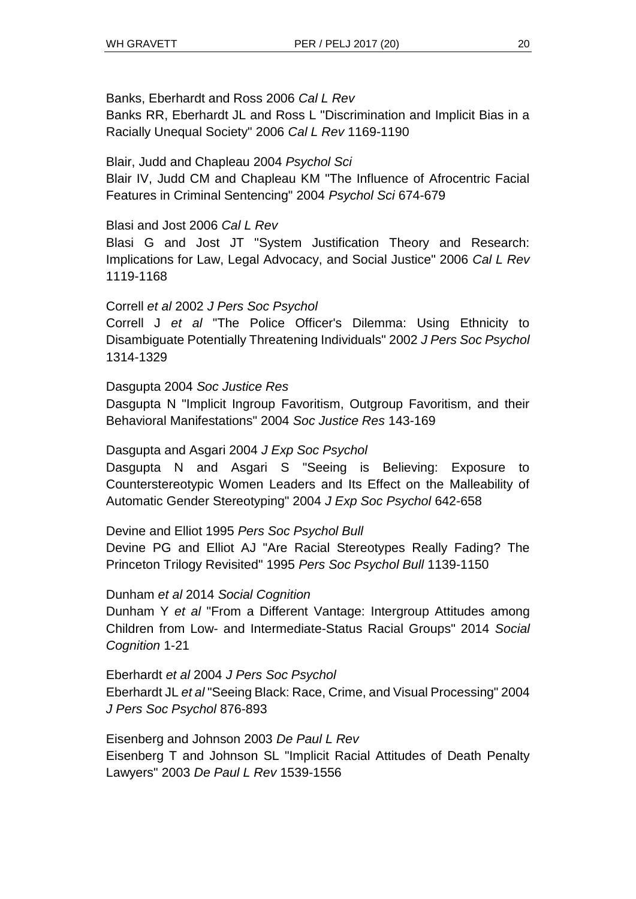Banks, Eberhardt and Ross 2006 *Cal L Rev*
Banks RR, Eberhardt JL and Ross L "Discrimination and Implicit Bias in a Racially Unequal Society" 2006 *Cal L Rev* 1169-1190

Blair, Judd and Chapleau 2004 *Psychol Sci*
Blair IV, Judd CM and Chapleau KM "The Influence of Afrocentric Facial Features in Criminal Sentencing" 2004 *Psychol Sci* 674-679

Blasi and Jost 2006 *Cal L Rev*
Blasi G and Jost JT "System Justification Theory and Research: Implications for Law, Legal Advocacy, and Social Justice" 2006 *Cal L Rev* 1119-1168

Correll *et al* 2002 *J Pers Soc Psychol*
Correll J *et al* "The Police Officer's Dilemma: Using Ethnicity to Disambiguate Potentially Threatening Individuals" 2002 *J Pers Soc Psychol* 1314-1329

Dasgupta 2004 *Soc Justice Res*
Dasgupta N "Implicit Ingroup Favoritism, Outgroup Favoritism, and their Behavioral Manifestations" 2004 *Soc Justice Res* 143-169

Dasgupta and Asgari 2004 *J Exp Soc Psychol*
Dasgupta N and Asgari S "Seeing is Believing: Exposure to Counterstereotypic Women Leaders and Its Effect on the Malleability of Automatic Gender Stereotyping" 2004 *J Exp Soc Psychol* 642-658

Devine and Elliot 1995 *Pers Soc Psychol Bull*
Devine PG and Elliot AJ "Are Racial Stereotypes Really Fading? The Princeton Trilogy Revisited" 1995 *Pers Soc Psychol Bull* 1139-1150

Dunham *et al* 2014 *Social Cognition*
Dunham Y *et al* "From a Different Vantage: Intergroup Attitudes among Children from Low- and Intermediate-Status Racial Groups" 2014 *Social Cognition* 1-21

Eberhardt *et al* 2004 *J Pers Soc Psychol*
Eberhardt JL *et al* "Seeing Black: Race, Crime, and Visual Processing" 2004 *J Pers Soc Psychol* 876-893

Eisenberg and Johnson 2003 *De Paul L Rev*
Eisenberg T and Johnson SL "Implicit Racial Attitudes of Death Penalty Lawyers" 2003 *De Paul L Rev* 1539-1556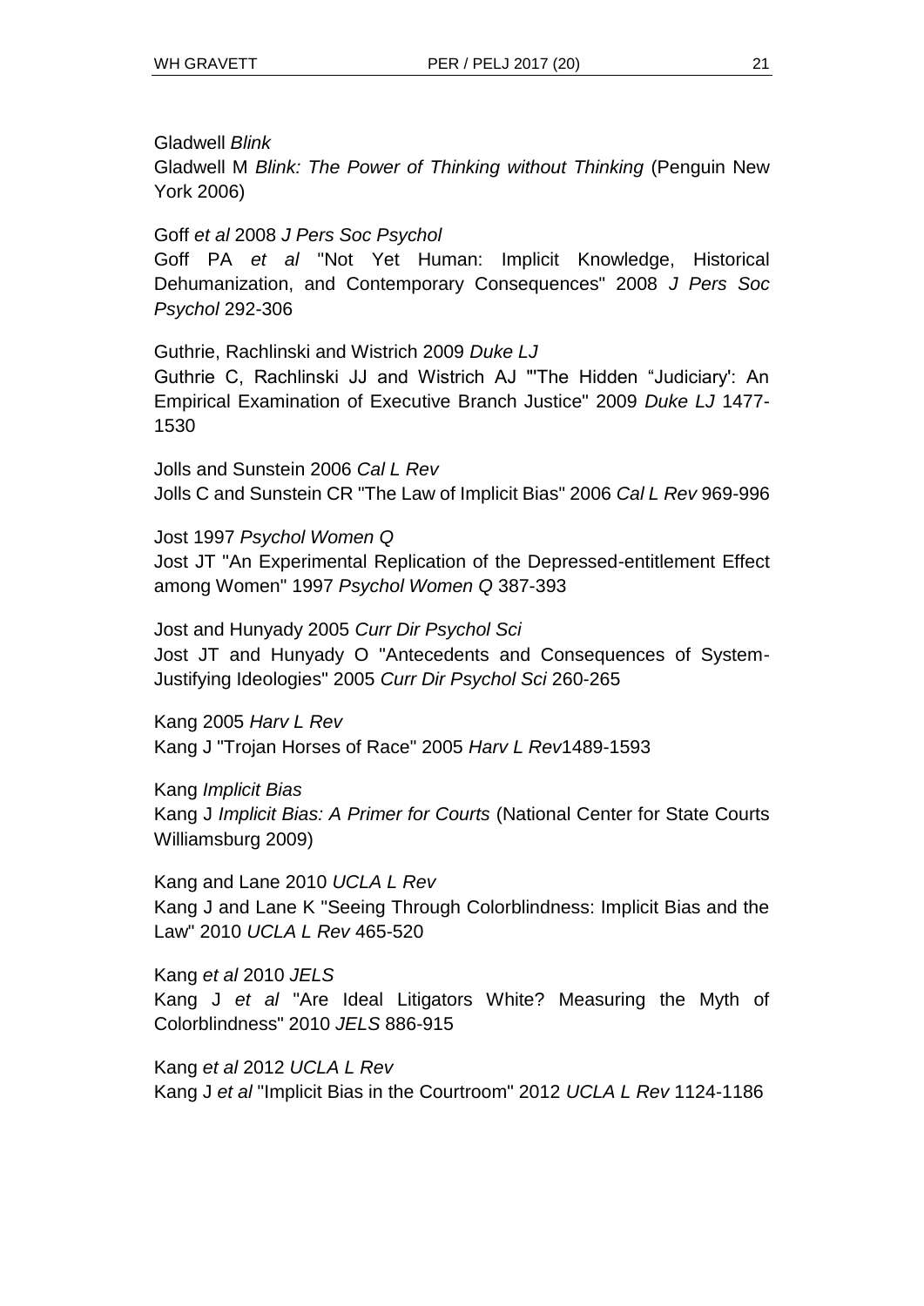Gladwell *Blink*

Gladwell M *Blink: The Power of Thinking without Thinking* (Penguin New York 2006)

Goff *et al* 2008 *J Pers Soc Psychol*

Goff PA *et al* "Not Yet Human: Implicit Knowledge, Historical Dehumanization, and Contemporary Consequences" 2008 *J Pers Soc Psychol* 292-306

Guthrie, Rachlinski and Wistrich 2009 *Duke LJ*

Guthrie C, Rachlinski JJ and Wistrich AJ "'The Hidden "Judiciary': An Empirical Examination of Executive Branch Justice" 2009 *Duke LJ* 1477-1530

Jolls and Sunstein 2006 *Cal L Rev*

Jolls C and Sunstein CR "The Law of Implicit Bias" 2006 *Cal L Rev* 969-996

Jost 1997 *Psychol Women Q*

Jost JT "An Experimental Replication of the Depressed-entitlement Effect among Women" 1997 *Psychol Women Q* 387-393

Jost and Hunyady 2005 *Curr Dir Psychol Sci*

Jost JT and Hunyady O "Antecedents and Consequences of System-Justifying Ideologies" 2005 *Curr Dir Psychol Sci* 260-265

Kang 2005 *Harv L Rev*

Kang J "Trojan Horses of Race" 2005 *Harv L Rev*1489-1593

Kang *Implicit Bias*

Kang J *Implicit Bias: A Primer for Courts* (National Center for State Courts Williamsburg 2009)

Kang and Lane 2010 *UCLA L Rev*

Kang J and Lane K "Seeing Through Colorblindness: Implicit Bias and the Law" 2010 *UCLA L Rev* 465-520

Kang *et al* 2010 *JELS*

Kang J *et al* "Are Ideal Litigators White? Measuring the Myth of Colorblindness" 2010 *JELS* 886-915

Kang *et al* 2012 *UCLA L Rev*

Kang J *et al* "Implicit Bias in the Courtroom" 2012 *UCLA L Rev* 1124-1186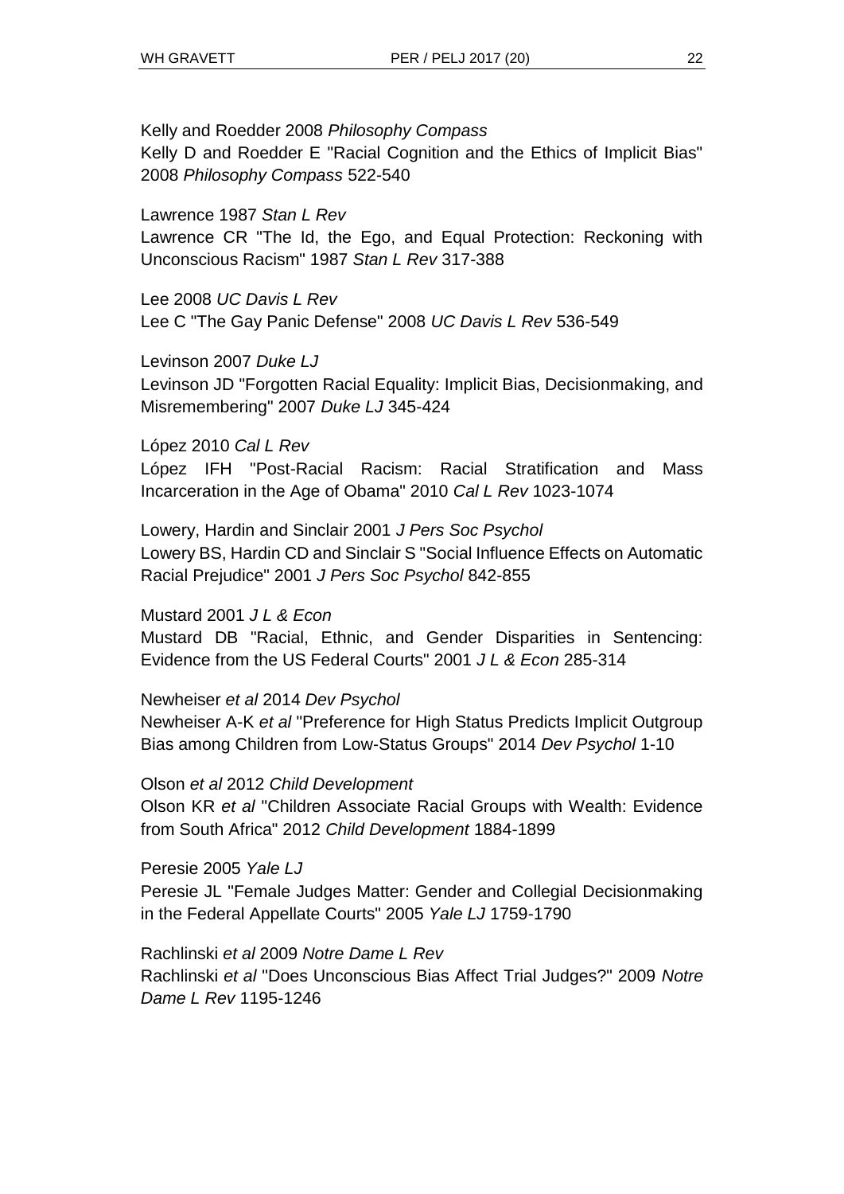Kelly and Roedder 2008 *Philosophy Compass*
Kelly D and Roedder E "Racial Cognition and the Ethics of Implicit Bias" 2008 *Philosophy Compass* 522-540

Lawrence 1987 *Stan L Rev*
Lawrence CR "The Id, the Ego, and Equal Protection: Reckoning with Unconscious Racism" 1987 *Stan L Rev* 317-388

Lee 2008 *UC Davis L Rev*
Lee C "The Gay Panic Defense" 2008 *UC Davis L Rev* 536-549

Levinson 2007 *Duke LJ*
Levinson JD "Forgotten Racial Equality: Implicit Bias, Decisionmaking, and Misremembering" 2007 *Duke LJ* 345-424

López 2010 *Cal L Rev*
López IFH "Post-Racial Racism: Racial Stratification and Mass Incarceration in the Age of Obama" 2010 *Cal L Rev* 1023-1074

Lowery, Hardin and Sinclair 2001 *J Pers Soc Psychol*
Lowery BS, Hardin CD and Sinclair S "Social Influence Effects on Automatic Racial Prejudice" 2001 *J Pers Soc Psychol* 842-855

Mustard 2001 *J L & Econ*
Mustard DB "Racial, Ethnic, and Gender Disparities in Sentencing: Evidence from the US Federal Courts" 2001 *J L & Econ* 285-314

Newheiser *et al* 2014 *Dev Psychol*
Newheiser A-K *et al* "Preference for High Status Predicts Implicit Outgroup Bias among Children from Low-Status Groups" 2014 *Dev Psychol* 1-10

Olson *et al* 2012 *Child Development*
Olson KR *et al* "Children Associate Racial Groups with Wealth: Evidence from South Africa" 2012 *Child Development* 1884-1899

Peresie 2005 *Yale LJ*
Peresie JL "Female Judges Matter: Gender and Collegial Decisionmaking in the Federal Appellate Courts" 2005 *Yale LJ* 1759-1790

Rachlinski *et al* 2009 *Notre Dame L Rev*
Rachlinski *et al* "Does Unconscious Bias Affect Trial Judges?" 2009 *Notre Dame L Rev* 1195-1246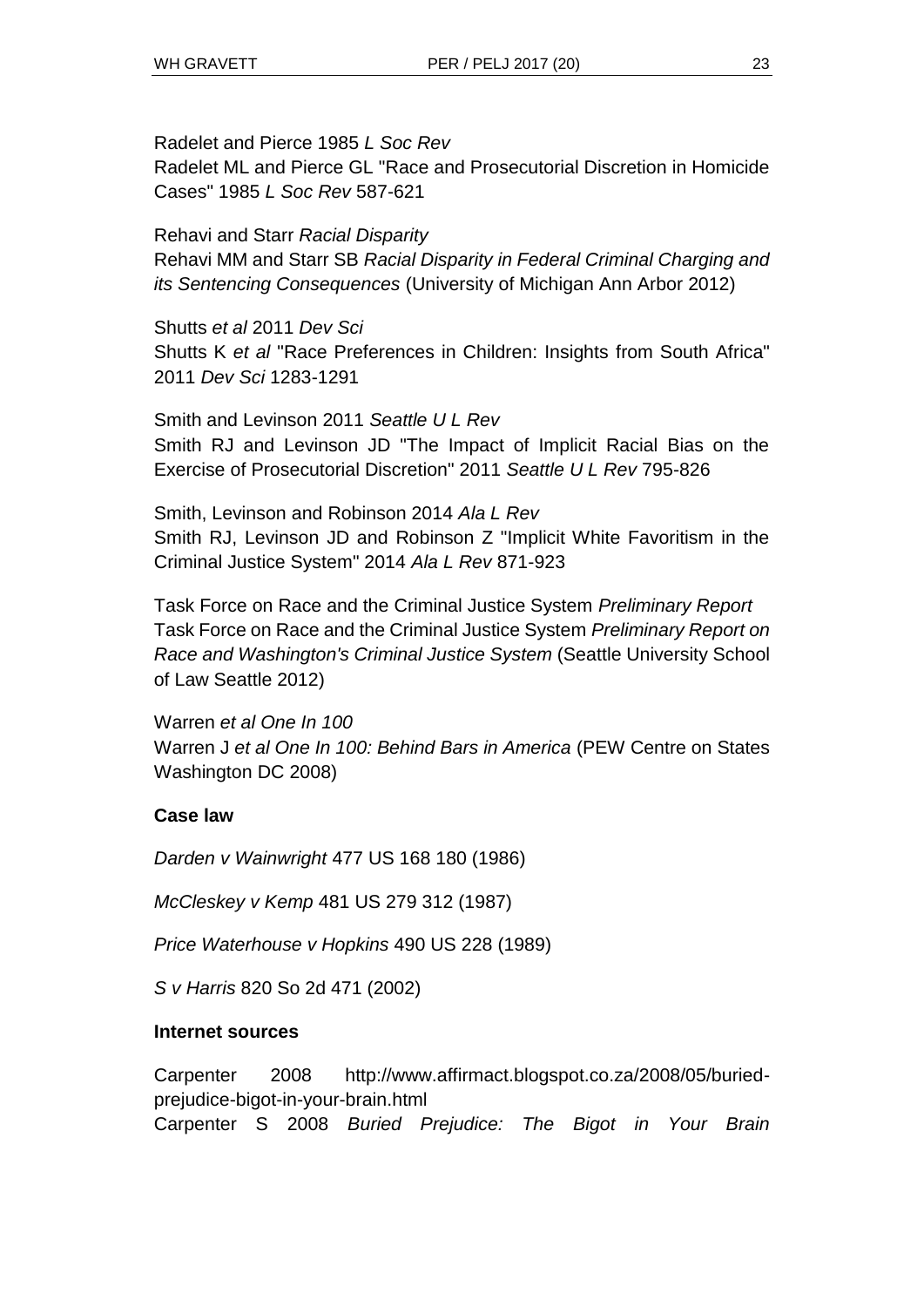Radelet and Pierce 1985 *L Soc Rev*
Radelet ML and Pierce GL "Race and Prosecutorial Discretion in Homicide Cases" 1985 *L Soc Rev* 587-621

Rehavi and Starr *Racial Disparity*
Rehavi MM and Starr SB *Racial Disparity in Federal Criminal Charging and its Sentencing Consequences* (University of Michigan Ann Arbor 2012)

Shutts *et al* 2011 *Dev Sci*
Shutts K *et al* "Race Preferences in Children: Insights from South Africa" 2011 *Dev Sci* 1283-1291

Smith and Levinson 2011 *Seattle U L Rev*
Smith RJ and Levinson JD "The Impact of Implicit Racial Bias on the Exercise of Prosecutorial Discretion" 2011 *Seattle U L Rev* 795-826

Smith, Levinson and Robinson 2014 *Ala L Rev*
Smith RJ, Levinson JD and Robinson Z "Implicit White Favoritism in the Criminal Justice System" 2014 *Ala L Rev* 871-923

Task Force on Race and the Criminal Justice System *Preliminary Report*
Task Force on Race and the Criminal Justice System *Preliminary Report on Race and Washington's Criminal Justice System* (Seattle University School of Law Seattle 2012)

Warren *et al One In 100*
Warren J *et al One In 100: Behind Bars in America* (PEW Centre on States Washington DC 2008)

**Case law**

*Darden v Wainwright* 477 US 168 180 (1986)

*McCleskey v Kemp* 481 US 279 312 (1987)

*Price Waterhouse v Hopkins* 490 US 228 (1989)

*S v Harris* 820 So 2d 471 (2002)

**Internet sources**

Carpenter 2008 http://www.affirmact.blogspot.co.za/2008/05/buried-prejudice-bigot-in-your-brain.html
Carpenter S 2008 *Buried Prejudice: The Bigot in Your Brain*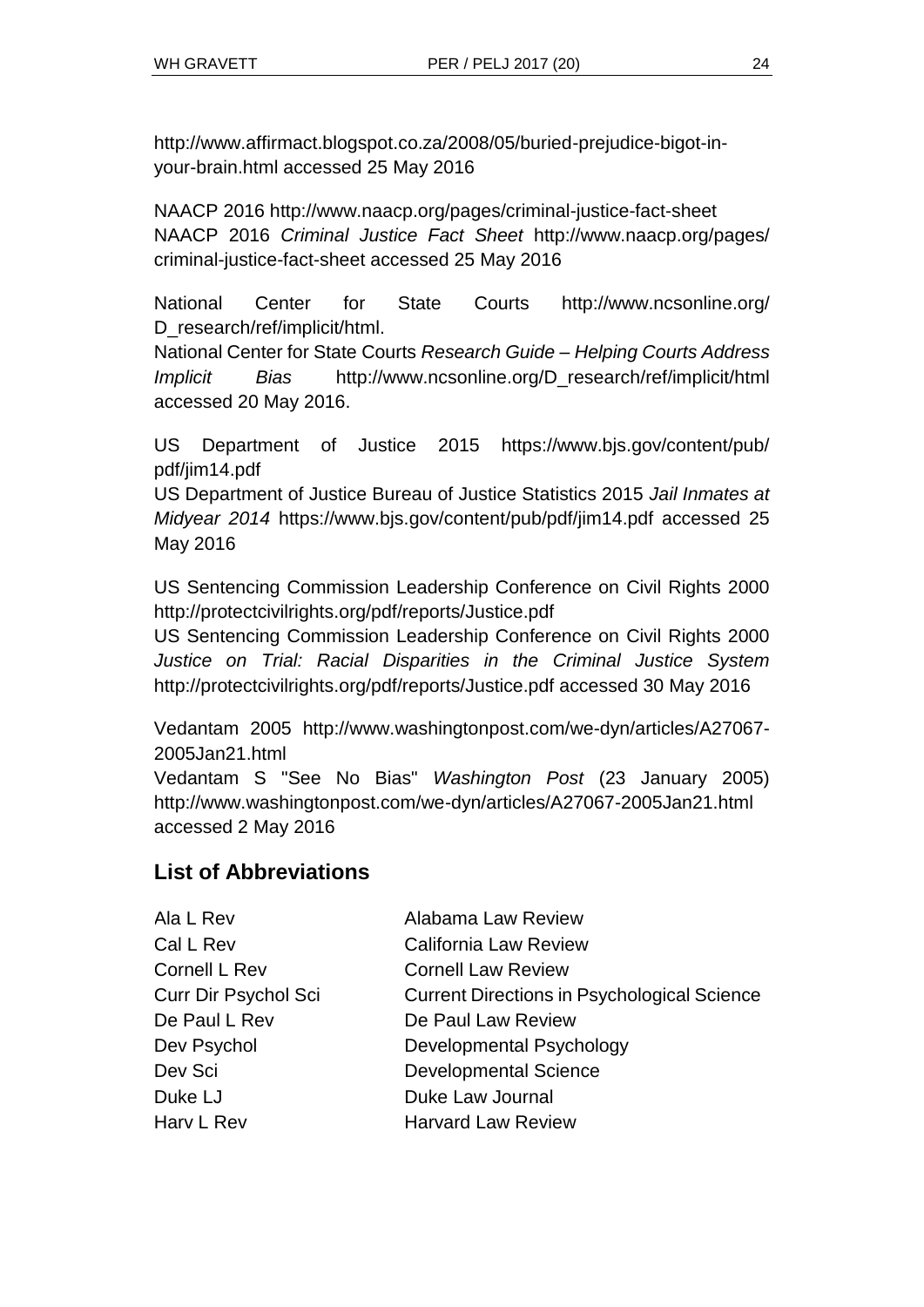http://www.affirmact.blogspot.co.za/2008/05/buried-prejudice-bigot-in-your-brain.html accessed 25 May 2016

NAACP 2016 http://www.naacp.org/pages/criminal-justice-fact-sheet
NAACP 2016 *Criminal Justice Fact Sheet* http://www.naacp.org/pages/criminal-justice-fact-sheet accessed 25 May 2016

National Center for State Courts http://www.ncsonline.org/D_research/ref/implicit/html.
National Center for State Courts *Research Guide – Helping Courts Address Implicit Bias* http://www.ncsonline.org/D_research/ref/implicit/html accessed 20 May 2016.

US Department of Justice 2015 https://www.bjs.gov/content/pub/pdf/jim14.pdf
US Department of Justice Bureau of Justice Statistics 2015 *Jail Inmates at Midyear 2014* https://www.bjs.gov/content/pub/pdf/jim14.pdf accessed 25 May 2016

US Sentencing Commission Leadership Conference on Civil Rights 2000 http://protectcivilrights.org/pdf/reports/Justice.pdf
US Sentencing Commission Leadership Conference on Civil Rights 2000 *Justice on Trial: Racial Disparities in the Criminal Justice System* http://protectcivilrights.org/pdf/reports/Justice.pdf accessed 30 May 2016

Vedantam 2005 http://www.washingtonpost.com/we-dyn/articles/A27067-2005Jan21.html
Vedantam S "See No Bias" *Washington Post* (23 January 2005) http://www.washingtonpost.com/we-dyn/articles/A27067-2005Jan21.html accessed 2 May 2016

## List of Abbreviations

| | |
|---|---|
| Ala L Rev | Alabama Law Review |
| Cal L Rev | California Law Review |
| Cornell L Rev | Cornell Law Review |
| Curr Dir Psychol Sci | Current Directions in Psychological Science |
| De Paul L Rev | De Paul Law Review |
| Dev Psychol | Developmental Psychology |
| Dev Sci | Developmental Science |
| Duke LJ | Duke Law Journal |
| Harv L Rev | Harvard Law Review |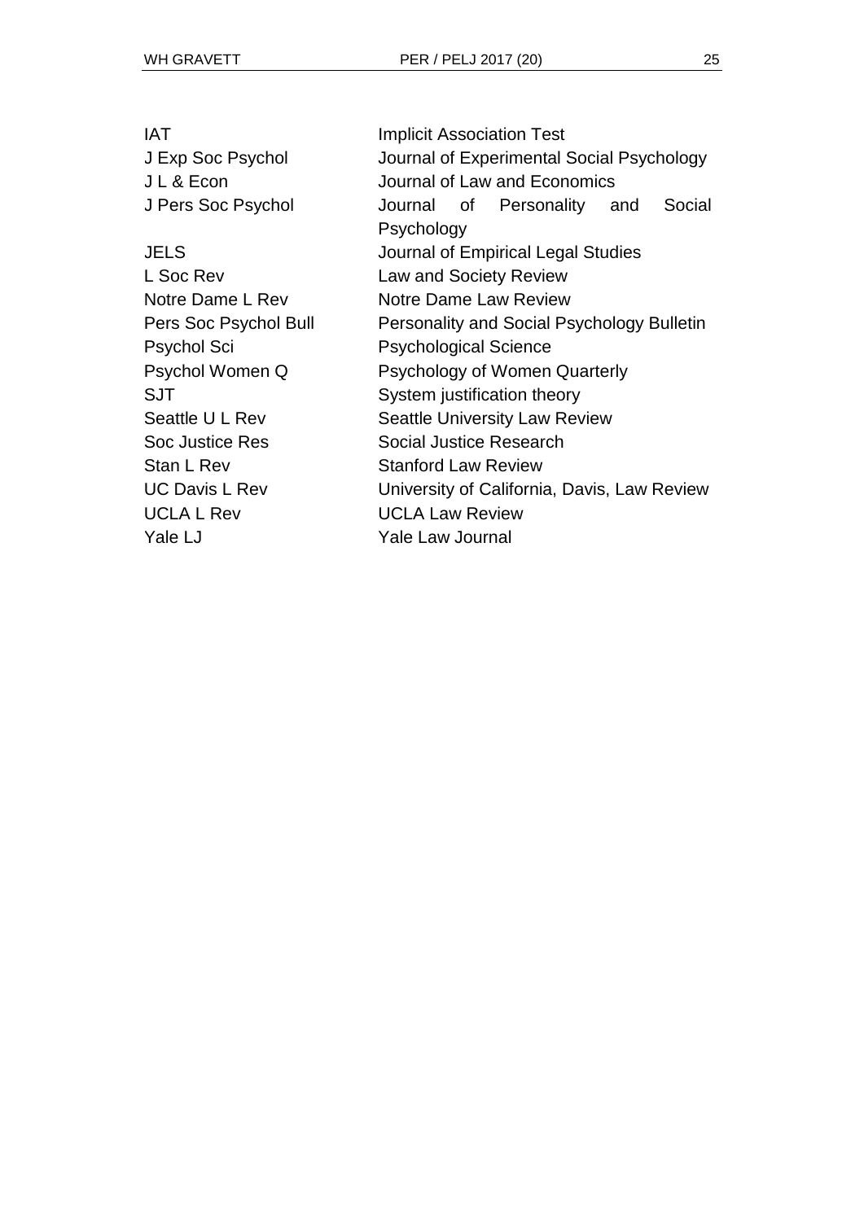| | |
|---|---|
| IAT | Implicit Association Test |
| J Exp Soc Psychol | Journal of Experimental Social Psychology |
| J L & Econ | Journal of Law and Economics |
| J Pers Soc Psychol | Journal of Personality and Social Psychology |
| JELS | Journal of Empirical Legal Studies |
| L Soc Rev | Law and Society Review |
| Notre Dame L Rev | Notre Dame Law Review |
| Pers Soc Psychol Bull | Personality and Social Psychology Bulletin |
| Psychol Sci | Psychological Science |
| Psychol Women Q | Psychology of Women Quarterly |
| SJT | System justification theory |
| Seattle U L Rev | Seattle University Law Review |
| Soc Justice Res | Social Justice Research |
| Stan L Rev | Stanford Law Review |
| UC Davis L Rev | University of California, Davis, Law Review |
| UCLA L Rev | UCLA Law Review |
| Yale LJ | Yale Law Journal |